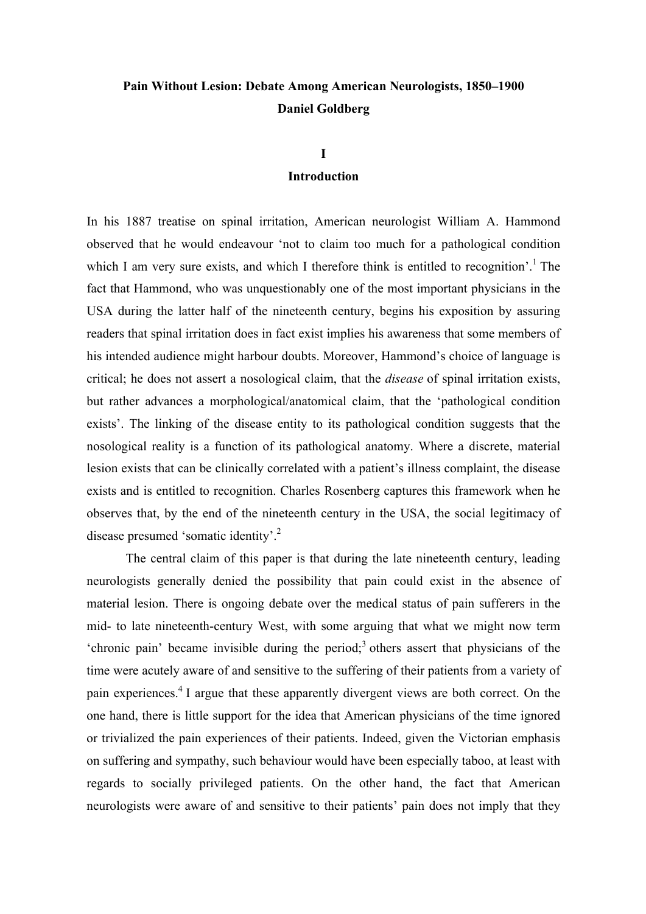# Pain Without Lesion: Debate Among American Neurologists, 1850–1900

**Daniel Goldberg**

## I

## Introduction

In his 1887 treatise on spinal irritation, American neurologist William A. Hammond observed that he would endeavour 'not to claim too much for a pathological condition which I am very sure exists, and which I therefore think is entitled to recognition'.[1] The fact that Hammond, who was unquestionably one of the most important physicians in the USA during the latter half of the nineteenth century, begins his exposition by assuring readers that spinal irritation does in fact exist implies his awareness that some members of his intended audience might harbour doubts. Moreover, Hammond's choice of language is critical; he does not assert a nosological claim, that the *disease* of spinal irritation exists, but rather advances a morphological/anatomical claim, that the 'pathological condition exists'. The linking of the disease entity to its pathological condition suggests that the nosological reality is a function of its pathological anatomy. Where a discrete, material lesion exists that can be clinically correlated with a patient's illness complaint, the disease exists and is entitled to recognition. Charles Rosenberg captures this framework when he observes that, by the end of the nineteenth century in the USA, the social legitimacy of disease presumed 'somatic identity'.[2]

The central claim of this paper is that during the late nineteenth century, leading neurologists generally denied the possibility that pain could exist in the absence of material lesion. There is ongoing debate over the medical status of pain sufferers in the mid- to late nineteenth-century West, with some arguing that what we might now term 'chronic pain' became invisible during the period;[3] others assert that physicians of the time were acutely aware of and sensitive to the suffering of their patients from a variety of pain experiences.[4] I argue that these apparently divergent views are both correct. On the one hand, there is little support for the idea that American physicians of the time ignored or trivialized the pain experiences of their patients. Indeed, given the Victorian emphasis on suffering and sympathy, such behaviour would have been especially taboo, at least with regards to socially privileged patients. On the other hand, the fact that American neurologists were aware of and sensitive to their patients' pain does not imply that they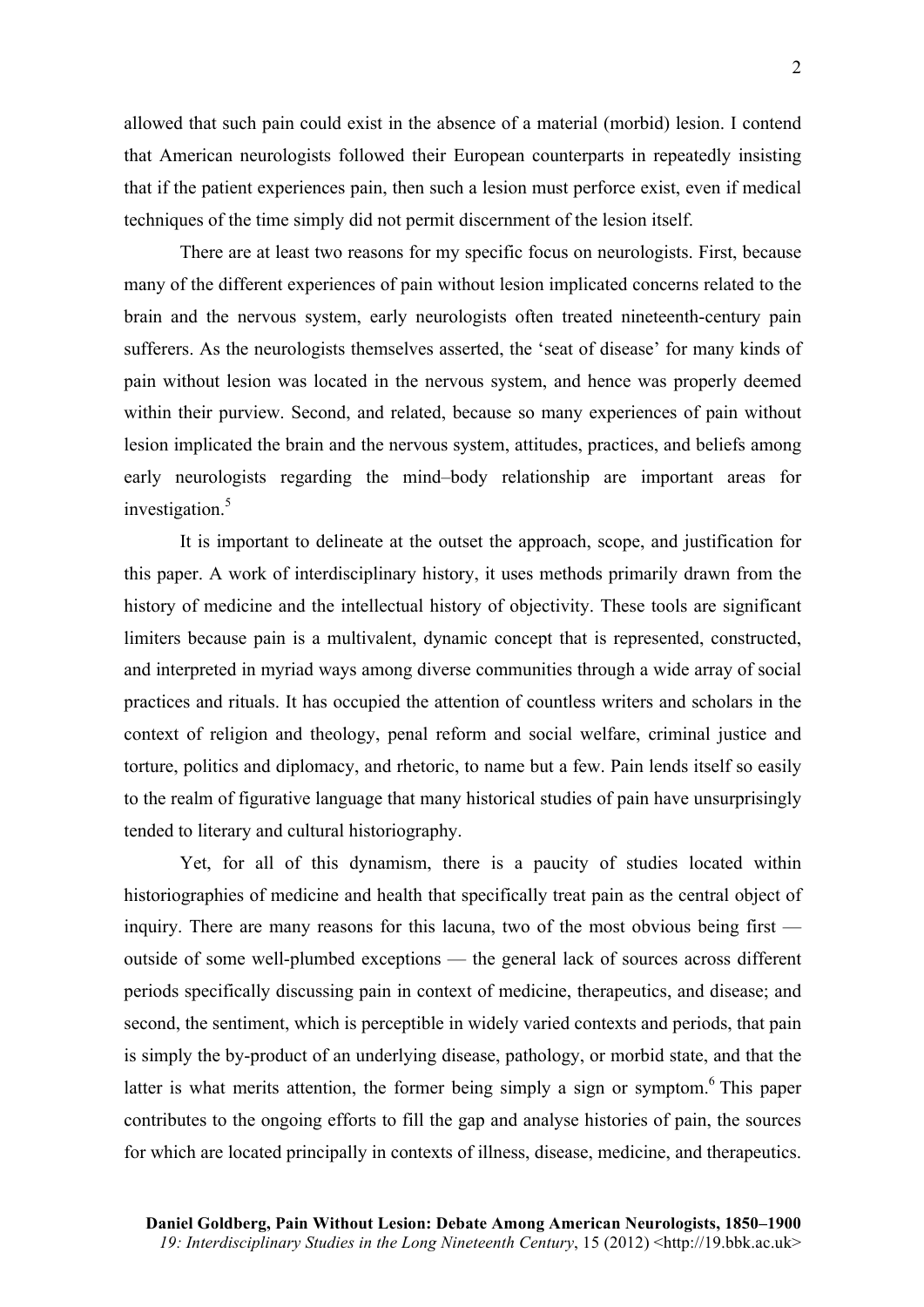allowed that such pain could exist in the absence of a material (morbid) lesion. I contend that American neurologists followed their European counterparts in repeatedly insisting that if the patient experiences pain, then such a lesion must perforce exist, even if medical techniques of the time simply did not permit discernment of the lesion itself.

There are at least two reasons for my specific focus on neurologists. First, because many of the different experiences of pain without lesion implicated concerns related to the brain and the nervous system, early neurologists often treated nineteenth-century pain sufferers. As the neurologists themselves asserted, the 'seat of disease' for many kinds of pain without lesion was located in the nervous system, and hence was properly deemed within their purview. Second, and related, because so many experiences of pain without lesion implicated the brain and the nervous system, attitudes, practices, and beliefs among early neurologists regarding the mind–body relationship are important areas for investigation.[5]

It is important to delineate at the outset the approach, scope, and justification for this paper. A work of interdisciplinary history, it uses methods primarily drawn from the history of medicine and the intellectual history of objectivity. These tools are significant limiters because pain is a multivalent, dynamic concept that is represented, constructed, and interpreted in myriad ways among diverse communities through a wide array of social practices and rituals. It has occupied the attention of countless writers and scholars in the context of religion and theology, penal reform and social welfare, criminal justice and torture, politics and diplomacy, and rhetoric, to name but a few. Pain lends itself so easily to the realm of figurative language that many historical studies of pain have unsurprisingly tended to literary and cultural historiography.

Yet, for all of this dynamism, there is a paucity of studies located within historiographies of medicine and health that specifically treat pain as the central object of inquiry. There are many reasons for this lacuna, two of the most obvious being first — outside of some well-plumbed exceptions — the general lack of sources across different periods specifically discussing pain in context of medicine, therapeutics, and disease; and second, the sentiment, which is perceptible in widely varied contexts and periods, that pain is simply the by-product of an underlying disease, pathology, or morbid state, and that the latter is what merits attention, the former being simply a sign or symptom.[6] This paper contributes to the ongoing efforts to fill the gap and analyse histories of pain, the sources for which are located principally in contexts of illness, disease, medicine, and therapeutics.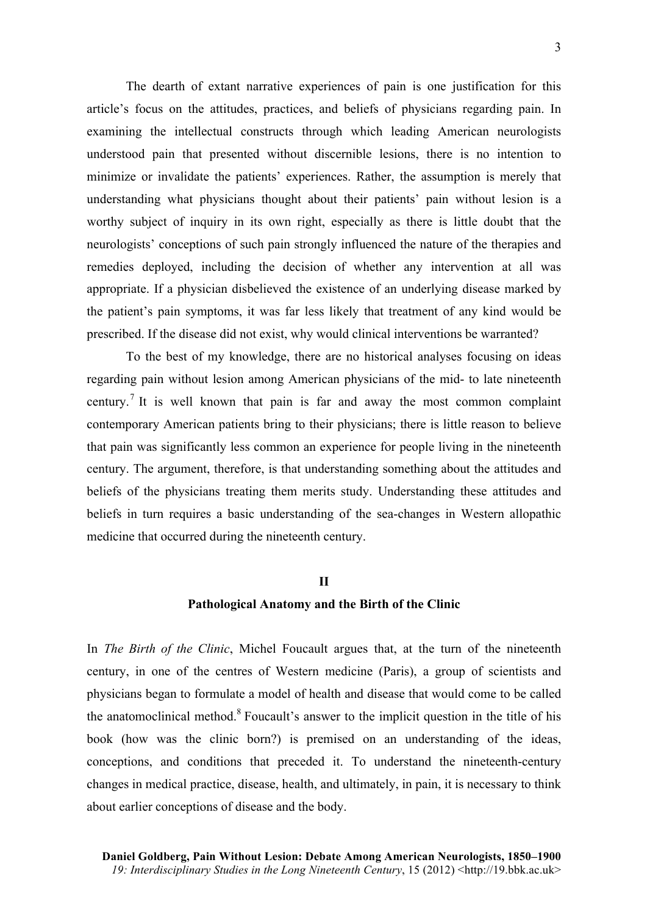The dearth of extant narrative experiences of pain is one justification for this article's focus on the attitudes, practices, and beliefs of physicians regarding pain. In examining the intellectual constructs through which leading American neurologists understood pain that presented without discernible lesions, there is no intention to minimize or invalidate the patients' experiences. Rather, the assumption is merely that understanding what physicians thought about their patients' pain without lesion is a worthy subject of inquiry in its own right, especially as there is little doubt that the neurologists' conceptions of such pain strongly influenced the nature of the therapies and remedies deployed, including the decision of whether any intervention at all was appropriate. If a physician disbelieved the existence of an underlying disease marked by the patient's pain symptoms, it was far less likely that treatment of any kind would be prescribed. If the disease did not exist, why would clinical interventions be warranted?

To the best of my knowledge, there are no historical analyses focusing on ideas regarding pain without lesion among American physicians of the mid- to late nineteenth century.[7] It is well known that pain is far and away the most common complaint contemporary American patients bring to their physicians; there is little reason to believe that pain was significantly less common an experience for people living in the nineteenth century. The argument, therefore, is that understanding something about the attitudes and beliefs of the physicians treating them merits study. Understanding these attitudes and beliefs in turn requires a basic understanding of the sea-changes in Western allopathic medicine that occurred during the nineteenth century.

## II

## Pathological Anatomy and the Birth of the Clinic

In *The Birth of the Clinic*, Michel Foucault argues that, at the turn of the nineteenth century, in one of the centres of Western medicine (Paris), a group of scientists and physicians began to formulate a model of health and disease that would come to be called the anatomoclinical method.[8] Foucault's answer to the implicit question in the title of his book (how was the clinic born?) is premised on an understanding of the ideas, conceptions, and conditions that preceded it. To understand the nineteenth-century changes in medical practice, disease, health, and ultimately, in pain, it is necessary to think about earlier conceptions of disease and the body.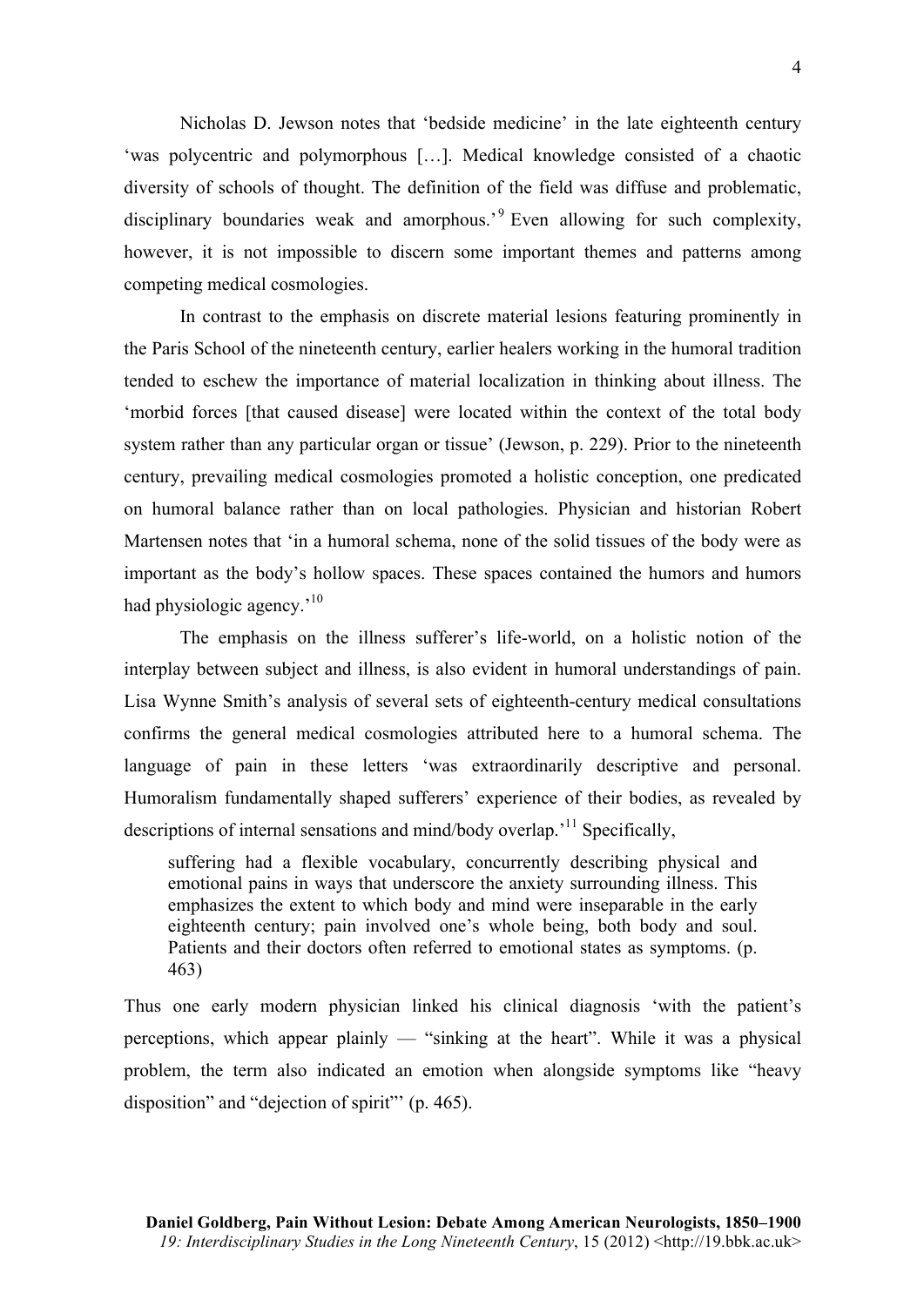Nicholas D. Jewson notes that 'bedside medicine' in the late eighteenth century 'was polycentric and polymorphous […]. Medical knowledge consisted of a chaotic diversity of schools of thought. The definition of the field was diffuse and problematic, disciplinary boundaries weak and amorphous.'[9] Even allowing for such complexity, however, it is not impossible to discern some important themes and patterns among competing medical cosmologies.

In contrast to the emphasis on discrete material lesions featuring prominently in the Paris School of the nineteenth century, earlier healers working in the humoral tradition tended to eschew the importance of material localization in thinking about illness. The 'morbid forces [that caused disease] were located within the context of the total body system rather than any particular organ or tissue' (Jewson, p. 229). Prior to the nineteenth century, prevailing medical cosmologies promoted a holistic conception, one predicated on humoral balance rather than on local pathologies. Physician and historian Robert Martensen notes that 'in a humoral schema, none of the solid tissues of the body were as important as the body's hollow spaces. These spaces contained the humors and humors had physiologic agency.'[10]

The emphasis on the illness sufferer's life-world, on a holistic notion of the interplay between subject and illness, is also evident in humoral understandings of pain. Lisa Wynne Smith's analysis of several sets of eighteenth-century medical consultations confirms the general medical cosmologies attributed here to a humoral schema. The language of pain in these letters 'was extraordinarily descriptive and personal. Humoralism fundamentally shaped sufferers' experience of their bodies, as revealed by descriptions of internal sensations and mind/body overlap.'[11] Specifically,

> suffering had a flexible vocabulary, concurrently describing physical and emotional pains in ways that underscore the anxiety surrounding illness. This emphasizes the extent to which body and mind were inseparable in the early eighteenth century; pain involved one's whole being, both body and soul. Patients and their doctors often referred to emotional states as symptoms. (p. 463)

Thus one early modern physician linked his clinical diagnosis 'with the patient's perceptions, which appear plainly — "sinking at the heart". While it was a physical problem, the term also indicated an emotion when alongside symptoms like "heavy disposition" and "dejection of spirit"' (p. 465).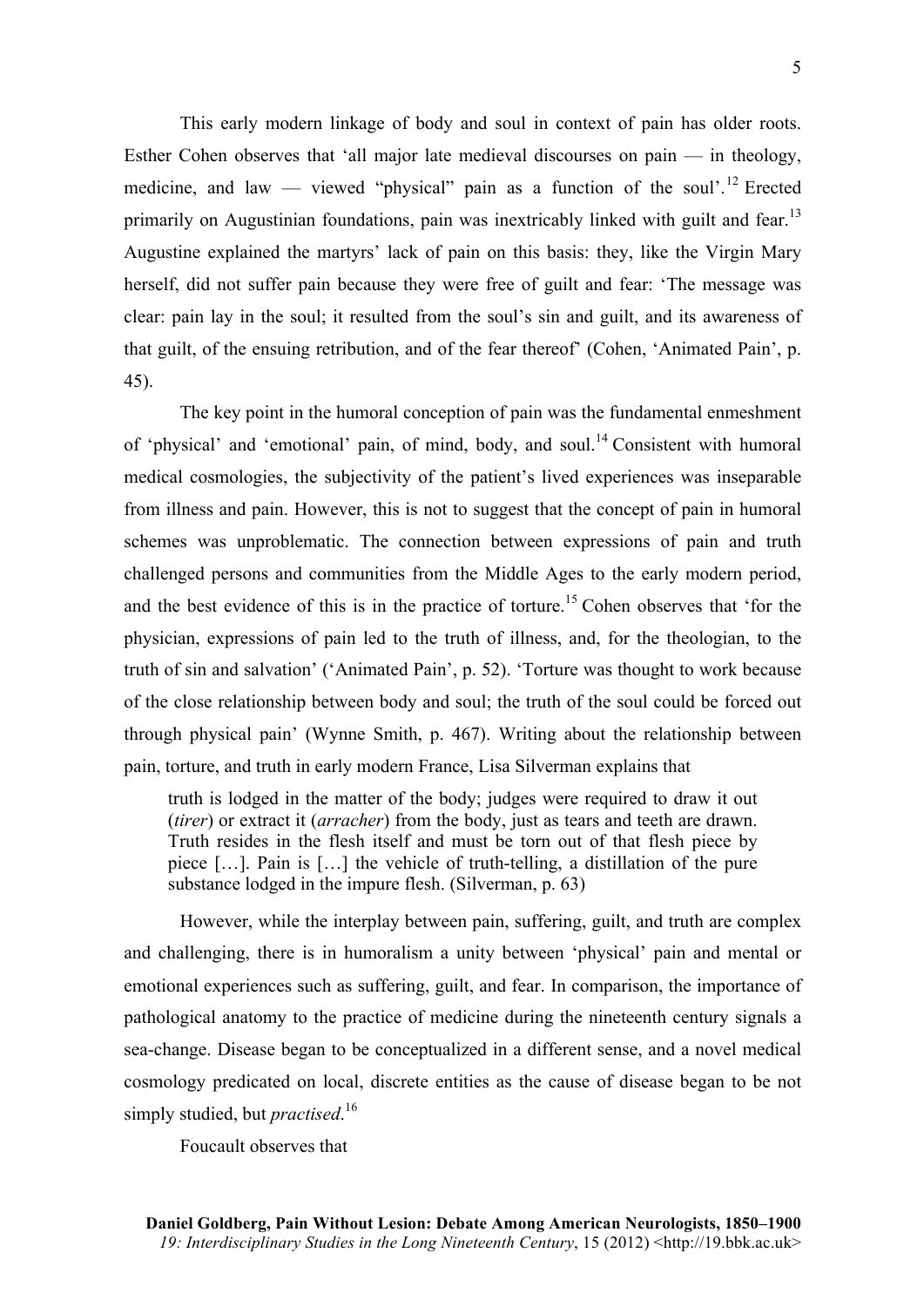This early modern linkage of body and soul in context of pain has older roots. Esther Cohen observes that 'all major late medieval discourses on pain — in theology, medicine, and law — viewed "physical" pain as a function of the soul'.[12] Erected primarily on Augustinian foundations, pain was inextricably linked with guilt and fear.[13] Augustine explained the martyrs' lack of pain on this basis: they, like the Virgin Mary herself, did not suffer pain because they were free of guilt and fear: 'The message was clear: pain lay in the soul; it resulted from the soul's sin and guilt, and its awareness of that guilt, of the ensuing retribution, and of the fear thereof' (Cohen, 'Animated Pain', p. 45).

The key point in the humoral conception of pain was the fundamental enmeshment of 'physical' and 'emotional' pain, of mind, body, and soul.[14] Consistent with humoral medical cosmologies, the subjectivity of the patient's lived experiences was inseparable from illness and pain. However, this is not to suggest that the concept of pain in humoral schemes was unproblematic. The connection between expressions of pain and truth challenged persons and communities from the Middle Ages to the early modern period, and the best evidence of this is in the practice of torture.[15] Cohen observes that 'for the physician, expressions of pain led to the truth of illness, and, for the theologian, to the truth of sin and salvation' ('Animated Pain', p. 52). 'Torture was thought to work because of the close relationship between body and soul; the truth of the soul could be forced out through physical pain' (Wynne Smith, p. 467). Writing about the relationship between pain, torture, and truth in early modern France, Lisa Silverman explains that

> truth is lodged in the matter of the body; judges were required to draw it out (*tirer*) or extract it (*arracher*) from the body, just as tears and teeth are drawn. Truth resides in the flesh itself and must be torn out of that flesh piece by piece […]. Pain is […] the vehicle of truth-telling, a distillation of the pure substance lodged in the impure flesh. (Silverman, p. 63)

However, while the interplay between pain, suffering, guilt, and truth are complex and challenging, there is in humoralism a unity between 'physical' pain and mental or emotional experiences such as suffering, guilt, and fear. In comparison, the importance of pathological anatomy to the practice of medicine during the nineteenth century signals a sea-change. Disease began to be conceptualized in a different sense, and a novel medical cosmology predicated on local, discrete entities as the cause of disease began to be not simply studied, but *practised*.[16]

Foucault observes that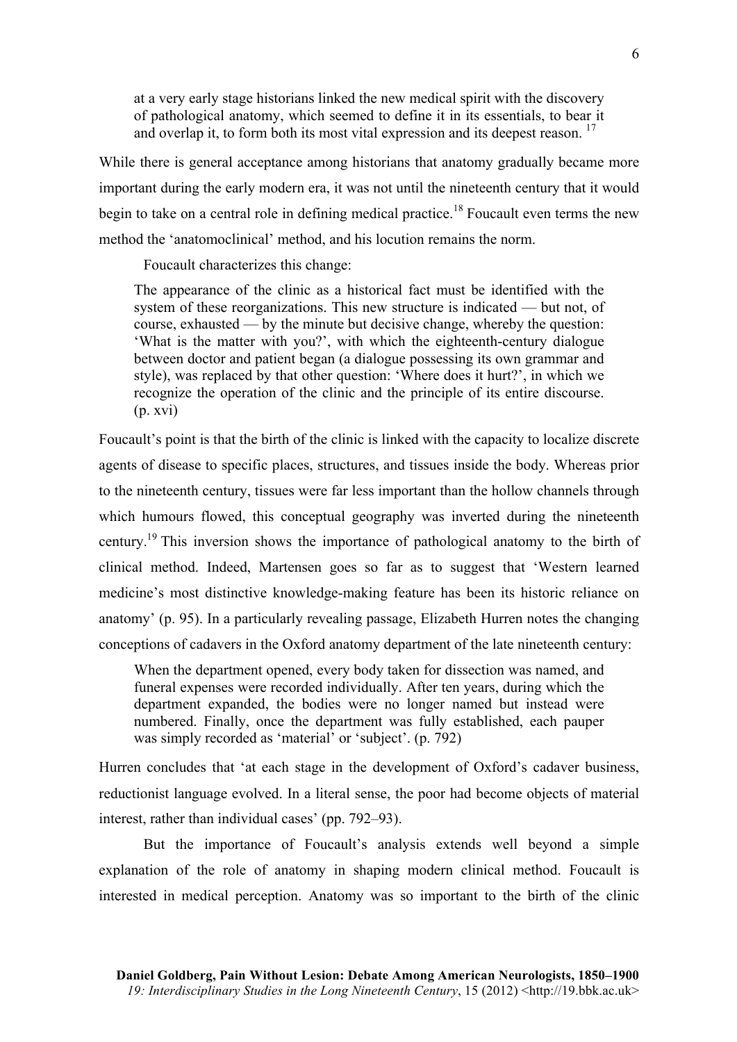> at a very early stage historians linked the new medical spirit with the discovery of pathological anatomy, which seemed to define it in its essentials, to bear it and overlap it, to form both its most vital expression and its deepest reason.[17]

While there is general acceptance among historians that anatomy gradually became more important during the early modern era, it was not until the nineteenth century that it would begin to take on a central role in defining medical practice.[18] Foucault even terms the new method the 'anatomoclinical' method, and his locution remains the norm.

Foucault characterizes this change:

> The appearance of the clinic as a historical fact must be identified with the system of these reorganizations. This new structure is indicated — but not, of course, exhausted — by the minute but decisive change, whereby the question: 'What is the matter with you?', with which the eighteenth-century dialogue between doctor and patient began (a dialogue possessing its own grammar and style), was replaced by that other question: 'Where does it hurt?', in which we recognize the operation of the clinic and the principle of its entire discourse. (p. xvi)

Foucault's point is that the birth of the clinic is linked with the capacity to localize discrete agents of disease to specific places, structures, and tissues inside the body. Whereas prior to the nineteenth century, tissues were far less important than the hollow channels through which humours flowed, this conceptual geography was inverted during the nineteenth century.[19] This inversion shows the importance of pathological anatomy to the birth of clinical method. Indeed, Martensen goes so far as to suggest that 'Western learned medicine's most distinctive knowledge-making feature has been its historic reliance on anatomy' (p. 95). In a particularly revealing passage, Elizabeth Hurren notes the changing conceptions of cadavers in the Oxford anatomy department of the late nineteenth century:

> When the department opened, every body taken for dissection was named, and funeral expenses were recorded individually. After ten years, during which the department expanded, the bodies were no longer named but instead were numbered. Finally, once the department was fully established, each pauper was simply recorded as 'material' or 'subject'. (p. 792)

Hurren concludes that 'at each stage in the development of Oxford's cadaver business, reductionist language evolved. In a literal sense, the poor had become objects of material interest, rather than individual cases' (pp. 792–93).

But the importance of Foucault's analysis extends well beyond a simple explanation of the role of anatomy in shaping modern clinical method. Foucault is interested in medical perception. Anatomy was so important to the birth of the clinic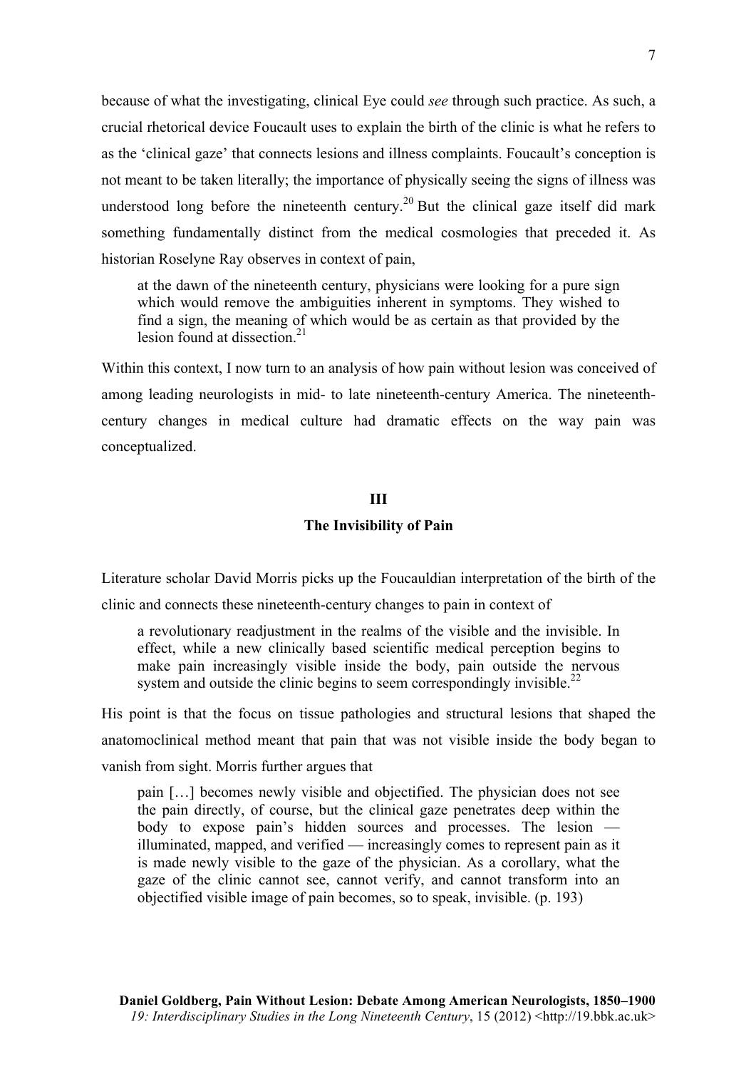because of what the investigating, clinical Eye could *see* through such practice. As such, a crucial rhetorical device Foucault uses to explain the birth of the clinic is what he refers to as the 'clinical gaze' that connects lesions and illness complaints. Foucault's conception is not meant to be taken literally; the importance of physically seeing the signs of illness was understood long before the nineteenth century.[20] But the clinical gaze itself did mark something fundamentally distinct from the medical cosmologies that preceded it. As historian Roselyne Ray observes in context of pain,

> at the dawn of the nineteenth century, physicians were looking for a pure sign which would remove the ambiguities inherent in symptoms. They wished to find a sign, the meaning of which would be as certain as that provided by the lesion found at dissection.[21]

Within this context, I now turn to an analysis of how pain without lesion was conceived of among leading neurologists in mid- to late nineteenth-century America. The nineteenth-century changes in medical culture had dramatic effects on the way pain was conceptualized.

## III

## The Invisibility of Pain

Literature scholar David Morris picks up the Foucauldian interpretation of the birth of the clinic and connects these nineteenth-century changes to pain in context of

> a revolutionary readjustment in the realms of the visible and the invisible. In effect, while a new clinically based scientific medical perception begins to make pain increasingly visible inside the body, pain outside the nervous system and outside the clinic begins to seem correspondingly invisible.[22]

His point is that the focus on tissue pathologies and structural lesions that shaped the anatomoclinical method meant that pain that was not visible inside the body began to vanish from sight. Morris further argues that

> pain […] becomes newly visible and objectified. The physician does not see the pain directly, of course, but the clinical gaze penetrates deep within the body to expose pain's hidden sources and processes. The lesion — illuminated, mapped, and verified — increasingly comes to represent pain as it is made newly visible to the gaze of the physician. As a corollary, what the gaze of the clinic cannot see, cannot verify, and cannot transform into an objectified visible image of pain becomes, so to speak, invisible. (p. 193)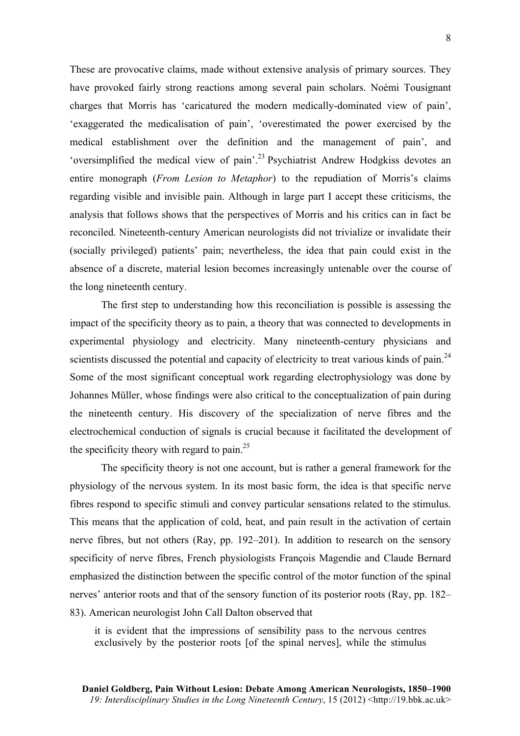These are provocative claims, made without extensive analysis of primary sources. They have provoked fairly strong reactions among several pain scholars. Noémi Tousignant charges that Morris has 'caricatured the modern medically-dominated view of pain', 'exaggerated the medicalisation of pain', 'overestimated the power exercised by the medical establishment over the definition and the management of pain', and 'oversimplified the medical view of pain'.[23] Psychiatrist Andrew Hodgkiss devotes an entire monograph (*From Lesion to Metaphor*) to the repudiation of Morris's claims regarding visible and invisible pain. Although in large part I accept these criticisms, the analysis that follows shows that the perspectives of Morris and his critics can in fact be reconciled. Nineteenth-century American neurologists did not trivialize or invalidate their (socially privileged) patients' pain; nevertheless, the idea that pain could exist in the absence of a discrete, material lesion becomes increasingly untenable over the course of the long nineteenth century.

The first step to understanding how this reconciliation is possible is assessing the impact of the specificity theory as to pain, a theory that was connected to developments in experimental physiology and electricity. Many nineteenth-century physicians and scientists discussed the potential and capacity of electricity to treat various kinds of pain.[24] Some of the most significant conceptual work regarding electrophysiology was done by Johannes Müller, whose findings were also critical to the conceptualization of pain during the nineteenth century. His discovery of the specialization of nerve fibres and the electrochemical conduction of signals is crucial because it facilitated the development of the specificity theory with regard to pain.[25]

The specificity theory is not one account, but is rather a general framework for the physiology of the nervous system. In its most basic form, the idea is that specific nerve fibres respond to specific stimuli and convey particular sensations related to the stimulus. This means that the application of cold, heat, and pain result in the activation of certain nerve fibres, but not others (Ray, pp. 192–201). In addition to research on the sensory specificity of nerve fibres, French physiologists François Magendie and Claude Bernard emphasized the distinction between the specific control of the motor function of the spinal nerves' anterior roots and that of the sensory function of its posterior roots (Ray, pp. 182–83). American neurologist John Call Dalton observed that

> it is evident that the impressions of sensibility pass to the nervous centres exclusively by the posterior roots [of the spinal nerves], while the stimulus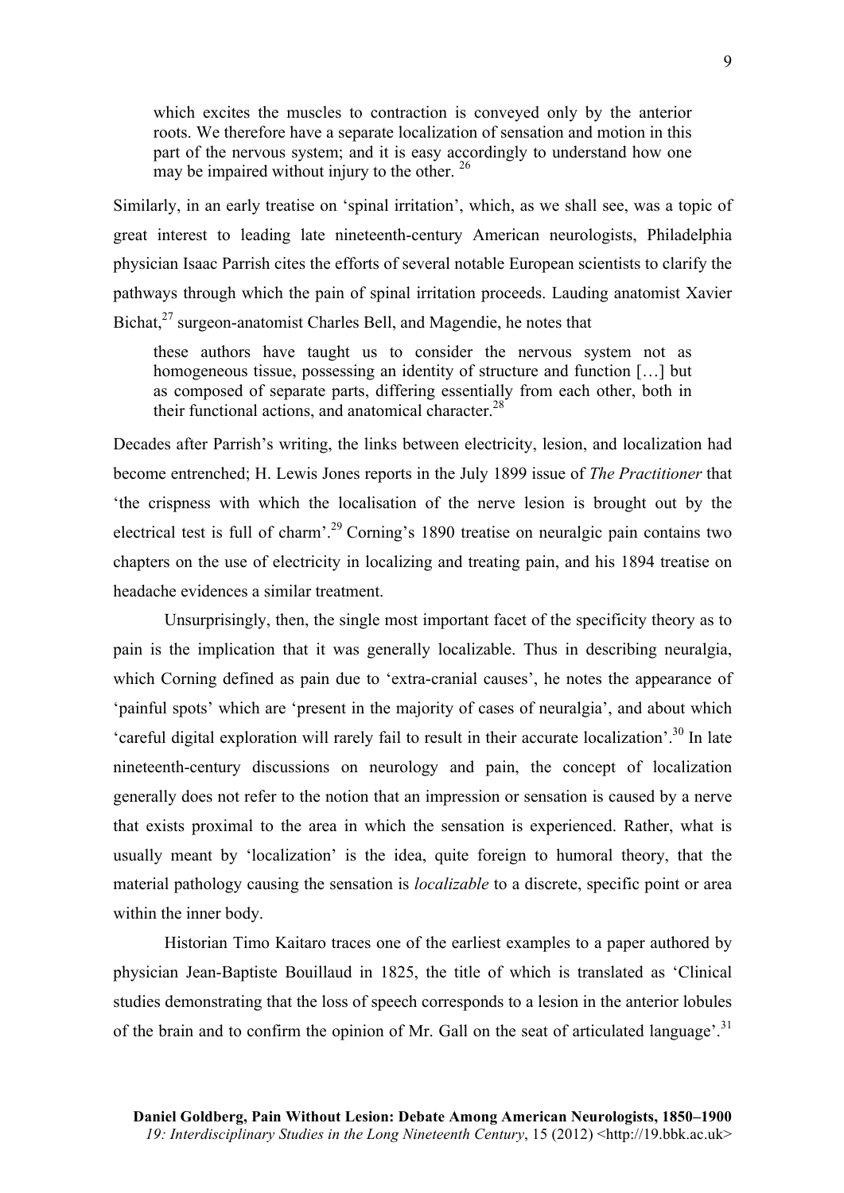> which excites the muscles to contraction is conveyed only by the anterior roots. We therefore have a separate localization of sensation and motion in this part of the nervous system; and it is easy accordingly to understand how one may be impaired without injury to the other. [26]

Similarly, in an early treatise on 'spinal irritation', which, as we shall see, was a topic of great interest to leading late nineteenth-century American neurologists, Philadelphia physician Isaac Parrish cites the efforts of several notable European scientists to clarify the pathways through which the pain of spinal irritation proceeds. Lauding anatomist Xavier Bichat,[27] surgeon-anatomist Charles Bell, and Magendie, he notes that

> these authors have taught us to consider the nervous system not as homogeneous tissue, possessing an identity of structure and function […] but as composed of separate parts, differing essentially from each other, both in their functional actions, and anatomical character.[28]

Decades after Parrish's writing, the links between electricity, lesion, and localization had become entrenched; H. Lewis Jones reports in the July 1899 issue of *The Practitioner* that 'the crispness with which the localisation of the nerve lesion is brought out by the electrical test is full of charm'.[29] Corning's 1890 treatise on neuralgic pain contains two chapters on the use of electricity in localizing and treating pain, and his 1894 treatise on headache evidences a similar treatment.

Unsurprisingly, then, the single most important facet of the specificity theory as to pain is the implication that it was generally localizable. Thus in describing neuralgia, which Corning defined as pain due to 'extra-cranial causes', he notes the appearance of 'painful spots' which are 'present in the majority of cases of neuralgia', and about which 'careful digital exploration will rarely fail to result in their accurate localization'.[30] In late nineteenth-century discussions on neurology and pain, the concept of localization generally does not refer to the notion that an impression or sensation is caused by a nerve that exists proximal to the area in which the sensation is experienced. Rather, what is usually meant by 'localization' is the idea, quite foreign to humoral theory, that the material pathology causing the sensation is *localizable* to a discrete, specific point or area within the inner body.

Historian Timo Kaitaro traces one of the earliest examples to a paper authored by physician Jean-Baptiste Bouillaud in 1825, the title of which is translated as 'Clinical studies demonstrating that the loss of speech corresponds to a lesion in the anterior lobules of the brain and to confirm the opinion of Mr. Gall on the seat of articulated language'.[31]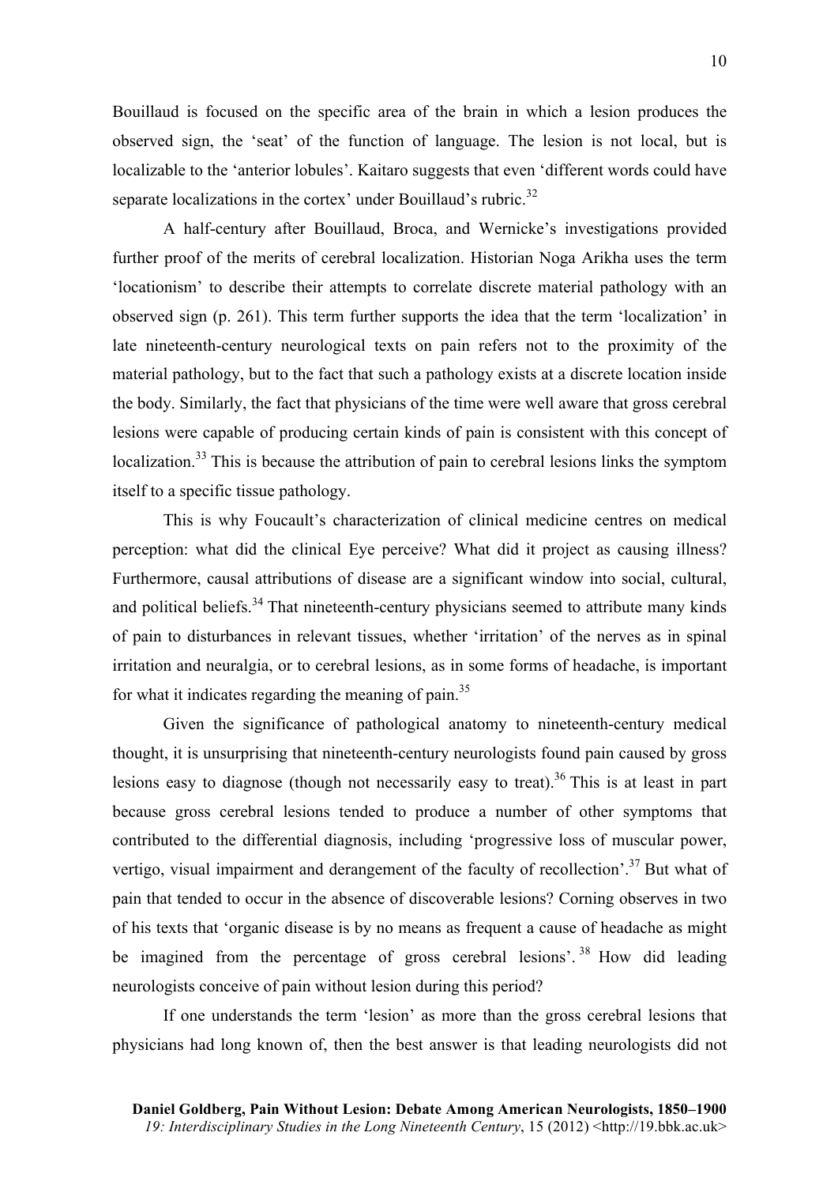Bouillaud is focused on the specific area of the brain in which a lesion produces the observed sign, the 'seat' of the function of language. The lesion is not local, but is localizable to the 'anterior lobules'. Kaitaro suggests that even 'different words could have separate localizations in the cortex' under Bouillaud's rubric.[32]

A half-century after Bouillaud, Broca, and Wernicke's investigations provided further proof of the merits of cerebral localization. Historian Noga Arikha uses the term 'locationism' to describe their attempts to correlate discrete material pathology with an observed sign (p. 261). This term further supports the idea that the term 'localization' in late nineteenth-century neurological texts on pain refers not to the proximity of the material pathology, but to the fact that such a pathology exists at a discrete location inside the body. Similarly, the fact that physicians of the time were well aware that gross cerebral lesions were capable of producing certain kinds of pain is consistent with this concept of localization.[33] This is because the attribution of pain to cerebral lesions links the symptom itself to a specific tissue pathology.

This is why Foucault's characterization of clinical medicine centres on medical perception: what did the clinical Eye perceive? What did it project as causing illness? Furthermore, causal attributions of disease are a significant window into social, cultural, and political beliefs.[34] That nineteenth-century physicians seemed to attribute many kinds of pain to disturbances in relevant tissues, whether 'irritation' of the nerves as in spinal irritation and neuralgia, or to cerebral lesions, as in some forms of headache, is important for what it indicates regarding the meaning of pain.[35]

Given the significance of pathological anatomy to nineteenth-century medical thought, it is unsurprising that nineteenth-century neurologists found pain caused by gross lesions easy to diagnose (though not necessarily easy to treat).[36] This is at least in part because gross cerebral lesions tended to produce a number of other symptoms that contributed to the differential diagnosis, including 'progressive loss of muscular power, vertigo, visual impairment and derangement of the faculty of recollection'.[37] But what of pain that tended to occur in the absence of discoverable lesions? Corning observes in two of his texts that 'organic disease is by no means as frequent a cause of headache as might be imagined from the percentage of gross cerebral lesions'.[38] How did leading neurologists conceive of pain without lesion during this period?

If one understands the term 'lesion' as more than the gross cerebral lesions that physicians had long known of, then the best answer is that leading neurologists did not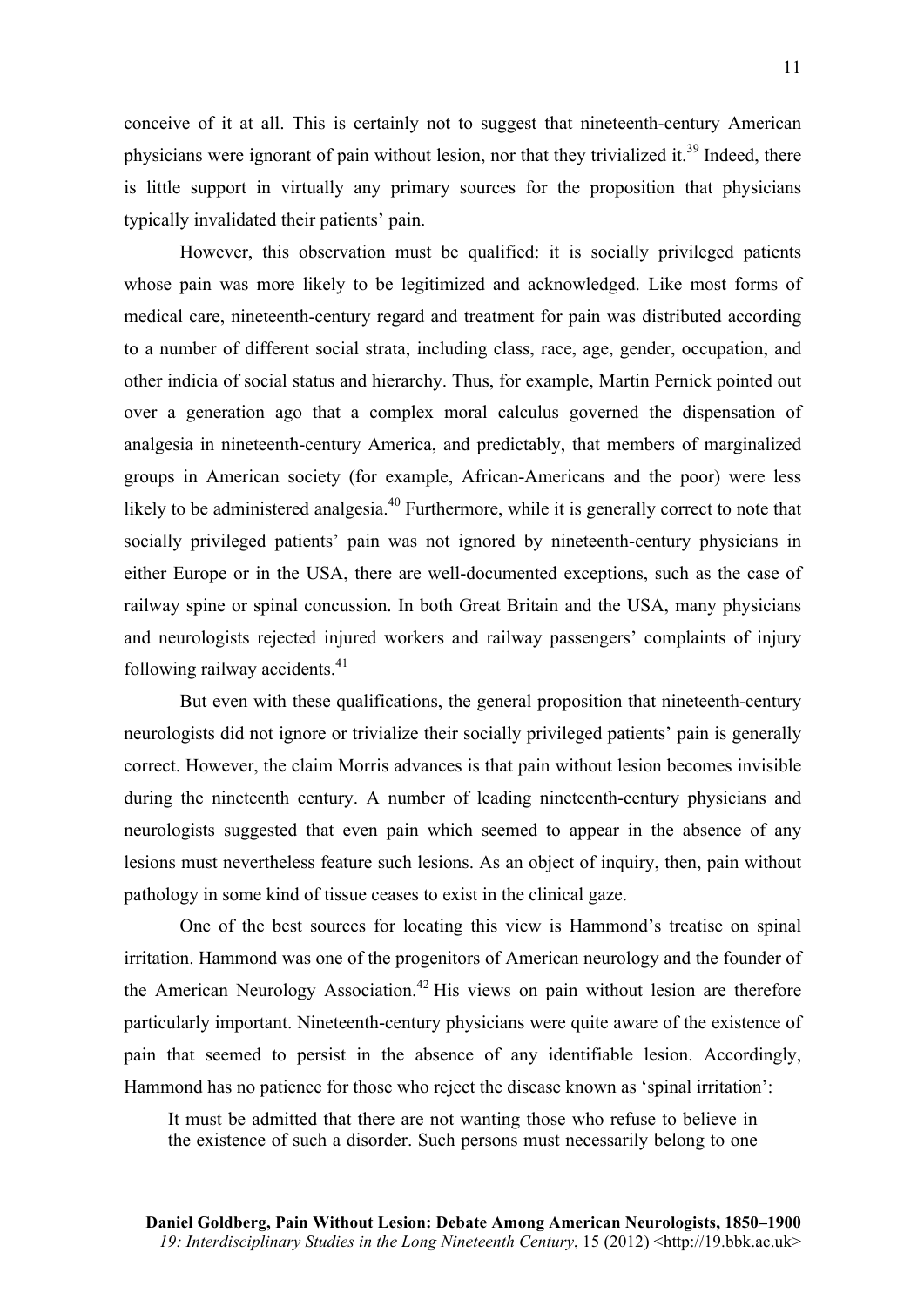conceive of it at all. This is certainly not to suggest that nineteenth-century American physicians were ignorant of pain without lesion, nor that they trivialized it.[39] Indeed, there is little support in virtually any primary sources for the proposition that physicians typically invalidated their patients' pain.

However, this observation must be qualified: it is socially privileged patients whose pain was more likely to be legitimized and acknowledged. Like most forms of medical care, nineteenth-century regard and treatment for pain was distributed according to a number of different social strata, including class, race, age, gender, occupation, and other indicia of social status and hierarchy. Thus, for example, Martin Pernick pointed out over a generation ago that a complex moral calculus governed the dispensation of analgesia in nineteenth-century America, and predictably, that members of marginalized groups in American society (for example, African-Americans and the poor) were less likely to be administered analgesia.[40] Furthermore, while it is generally correct to note that socially privileged patients' pain was not ignored by nineteenth-century physicians in either Europe or in the USA, there are well-documented exceptions, such as the case of railway spine or spinal concussion. In both Great Britain and the USA, many physicians and neurologists rejected injured workers and railway passengers' complaints of injury following railway accidents.[41]

But even with these qualifications, the general proposition that nineteenth-century neurologists did not ignore or trivialize their socially privileged patients' pain is generally correct. However, the claim Morris advances is that pain without lesion becomes invisible during the nineteenth century. A number of leading nineteenth-century physicians and neurologists suggested that even pain which seemed to appear in the absence of any lesions must nevertheless feature such lesions. As an object of inquiry, then, pain without pathology in some kind of tissue ceases to exist in the clinical gaze.

One of the best sources for locating this view is Hammond's treatise on spinal irritation. Hammond was one of the progenitors of American neurology and the founder of the American Neurology Association.[42] His views on pain without lesion are therefore particularly important. Nineteenth-century physicians were quite aware of the existence of pain that seemed to persist in the absence of any identifiable lesion. Accordingly, Hammond has no patience for those who reject the disease known as 'spinal irritation':

> It must be admitted that there are not wanting those who refuse to believe in the existence of such a disorder. Such persons must necessarily belong to one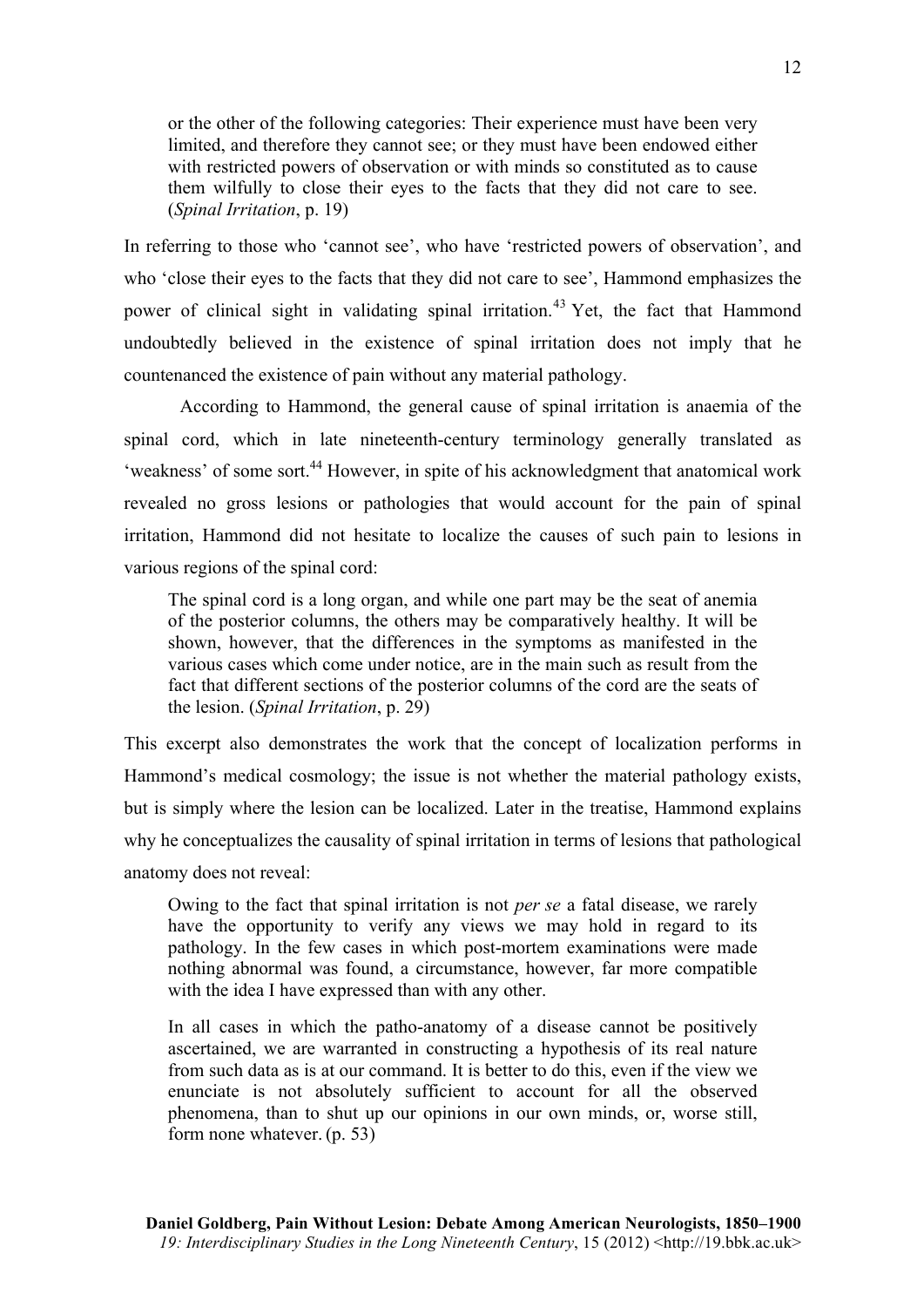> or the other of the following categories: Their experience must have been very limited, and therefore they cannot see; or they must have been endowed either with restricted powers of observation or with minds so constituted as to cause them wilfully to close their eyes to the facts that they did not care to see. (*Spinal Irritation*, p. 19)

In referring to those who 'cannot see', who have 'restricted powers of observation', and who 'close their eyes to the facts that they did not care to see', Hammond emphasizes the power of clinical sight in validating spinal irritation.[43] Yet, the fact that Hammond undoubtedly believed in the existence of spinal irritation does not imply that he countenanced the existence of pain without any material pathology.

According to Hammond, the general cause of spinal irritation is anaemia of the spinal cord, which in late nineteenth-century terminology generally translated as 'weakness' of some sort.[44] However, in spite of his acknowledgment that anatomical work revealed no gross lesions or pathologies that would account for the pain of spinal irritation, Hammond did not hesitate to localize the causes of such pain to lesions in various regions of the spinal cord:

> The spinal cord is a long organ, and while one part may be the seat of anemia of the posterior columns, the others may be comparatively healthy. It will be shown, however, that the differences in the symptoms as manifested in the various cases which come under notice, are in the main such as result from the fact that different sections of the posterior columns of the cord are the seats of the lesion. (*Spinal Irritation*, p. 29)

This excerpt also demonstrates the work that the concept of localization performs in Hammond's medical cosmology; the issue is not whether the material pathology exists, but is simply where the lesion can be localized. Later in the treatise, Hammond explains why he conceptualizes the causality of spinal irritation in terms of lesions that pathological anatomy does not reveal:

> Owing to the fact that spinal irritation is not *per se* a fatal disease, we rarely have the opportunity to verify any views we may hold in regard to its pathology. In the few cases in which post-mortem examinations were made nothing abnormal was found, a circumstance, however, far more compatible with the idea I have expressed than with any other.
>
> In all cases in which the patho-anatomy of a disease cannot be positively ascertained, we are warranted in constructing a hypothesis of its real nature from such data as is at our command. It is better to do this, even if the view we enunciate is not absolutely sufficient to account for all the observed phenomena, than to shut up our opinions in our own minds, or, worse still, form none whatever. (p. 53)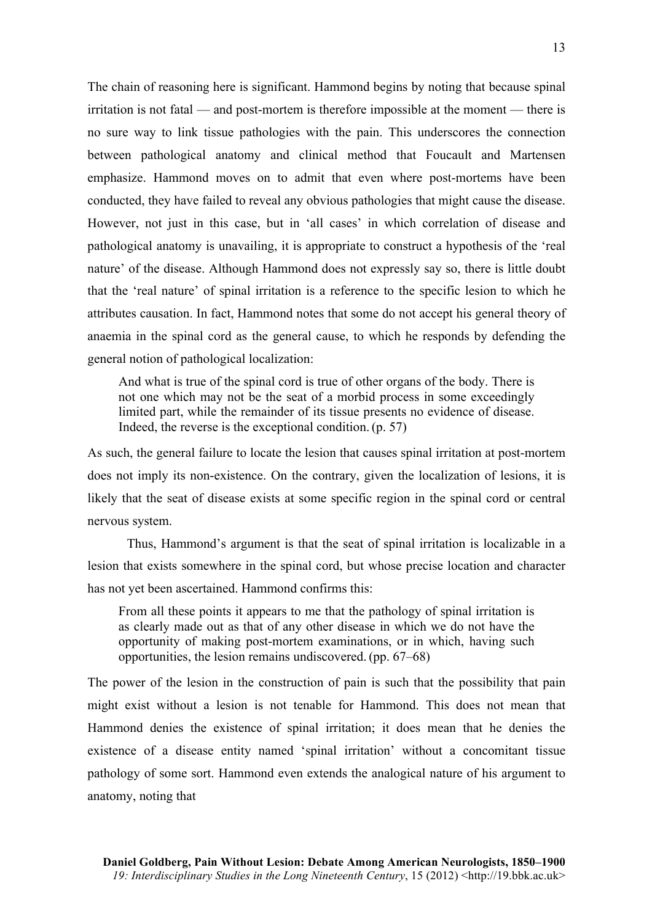The chain of reasoning here is significant. Hammond begins by noting that because spinal irritation is not fatal — and post-mortem is therefore impossible at the moment — there is no sure way to link tissue pathologies with the pain. This underscores the connection between pathological anatomy and clinical method that Foucault and Martensen emphasize. Hammond moves on to admit that even where post-mortems have been conducted, they have failed to reveal any obvious pathologies that might cause the disease. However, not just in this case, but in 'all cases' in which correlation of disease and pathological anatomy is unavailing, it is appropriate to construct a hypothesis of the 'real nature' of the disease. Although Hammond does not expressly say so, there is little doubt that the 'real nature' of spinal irritation is a reference to the specific lesion to which he attributes causation. In fact, Hammond notes that some do not accept his general theory of anaemia in the spinal cord as the general cause, to which he responds by defending the general notion of pathological localization:

> And what is true of the spinal cord is true of other organs of the body. There is not one which may not be the seat of a morbid process in some exceedingly limited part, while the remainder of its tissue presents no evidence of disease. Indeed, the reverse is the exceptional condition. (p. 57)

As such, the general failure to locate the lesion that causes spinal irritation at post-mortem does not imply its non-existence. On the contrary, given the localization of lesions, it is likely that the seat of disease exists at some specific region in the spinal cord or central nervous system.

Thus, Hammond's argument is that the seat of spinal irritation is localizable in a lesion that exists somewhere in the spinal cord, but whose precise location and character has not yet been ascertained. Hammond confirms this:

> From all these points it appears to me that the pathology of spinal irritation is as clearly made out as that of any other disease in which we do not have the opportunity of making post-mortem examinations, or in which, having such opportunities, the lesion remains undiscovered. (pp. 67–68)

The power of the lesion in the construction of pain is such that the possibility that pain might exist without a lesion is not tenable for Hammond. This does not mean that Hammond denies the existence of spinal irritation; it does mean that he denies the existence of a disease entity named 'spinal irritation' without a concomitant tissue pathology of some sort. Hammond even extends the analogical nature of his argument to anatomy, noting that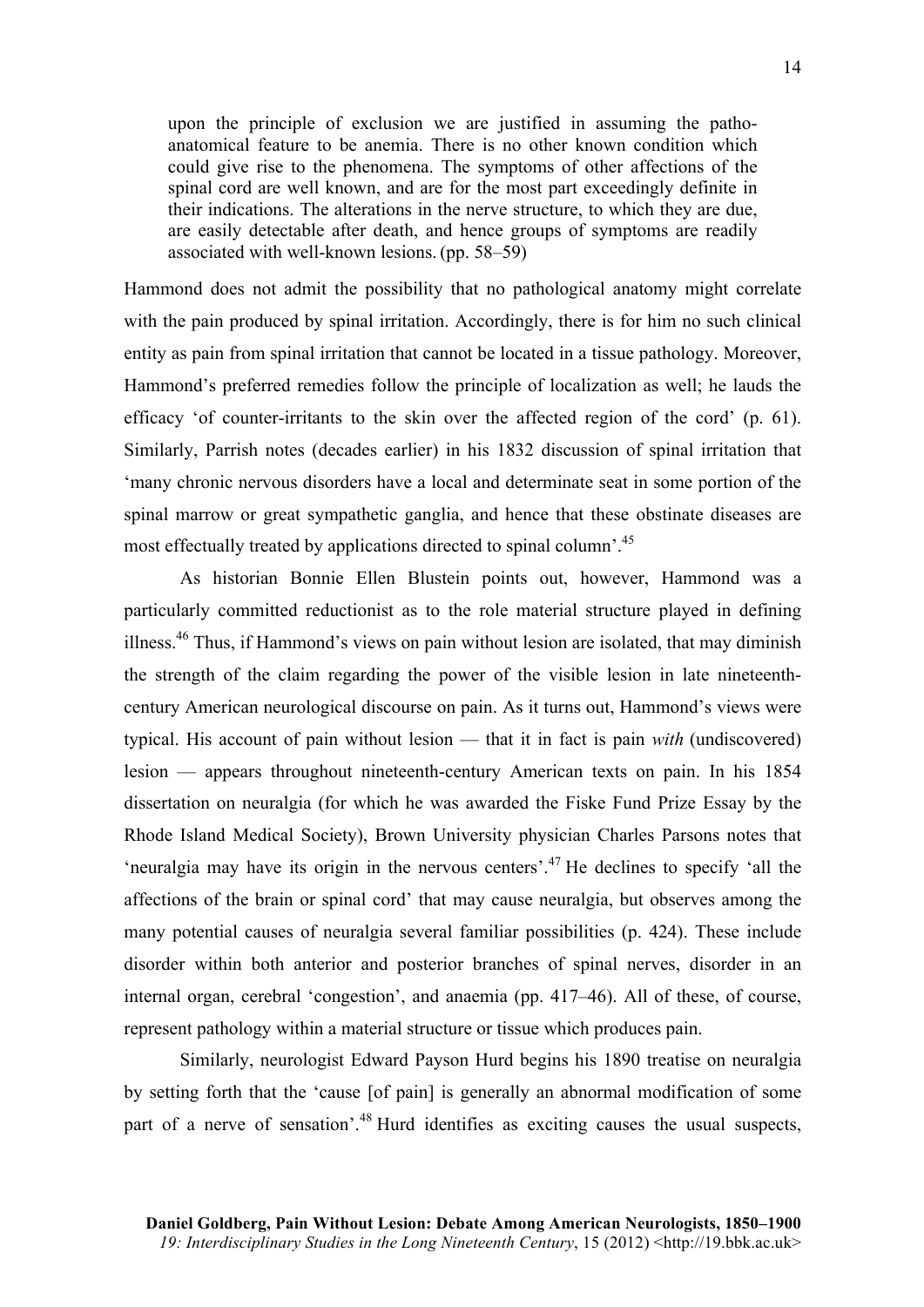> upon the principle of exclusion we are justified in assuming the patho-anatomical feature to be anemia. There is no other known condition which could give rise to the phenomena. The symptoms of other affections of the spinal cord are well known, and are for the most part exceedingly definite in their indications. The alterations in the nerve structure, to which they are due, are easily detectable after death, and hence groups of symptoms are readily associated with well-known lesions. (pp. 58–59)

Hammond does not admit the possibility that no pathological anatomy might correlate with the pain produced by spinal irritation. Accordingly, there is for him no such clinical entity as pain from spinal irritation that cannot be located in a tissue pathology. Moreover, Hammond's preferred remedies follow the principle of localization as well; he lauds the efficacy 'of counter-irritants to the skin over the affected region of the cord' (p. 61). Similarly, Parrish notes (decades earlier) in his 1832 discussion of spinal irritation that 'many chronic nervous disorders have a local and determinate seat in some portion of the spinal marrow or great sympathetic ganglia, and hence that these obstinate diseases are most effectually treated by applications directed to spinal column'.[45]

As historian Bonnie Ellen Blustein points out, however, Hammond was a particularly committed reductionist as to the role material structure played in defining illness.[46] Thus, if Hammond's views on pain without lesion are isolated, that may diminish the strength of the claim regarding the power of the visible lesion in late nineteenth-century American neurological discourse on pain. As it turns out, Hammond's views were typical. His account of pain without lesion — that it in fact is pain *with* (undiscovered) lesion — appears throughout nineteenth-century American texts on pain. In his 1854 dissertation on neuralgia (for which he was awarded the Fiske Fund Prize Essay by the Rhode Island Medical Society), Brown University physician Charles Parsons notes that 'neuralgia may have its origin in the nervous centers'.[47] He declines to specify 'all the affections of the brain or spinal cord' that may cause neuralgia, but observes among the many potential causes of neuralgia several familiar possibilities (p. 424). These include disorder within both anterior and posterior branches of spinal nerves, disorder in an internal organ, cerebral 'congestion', and anaemia (pp. 417–46). All of these, of course, represent pathology within a material structure or tissue which produces pain.

Similarly, neurologist Edward Payson Hurd begins his 1890 treatise on neuralgia by setting forth that the 'cause [of pain] is generally an abnormal modification of some part of a nerve of sensation'.[48] Hurd identifies as exciting causes the usual suspects,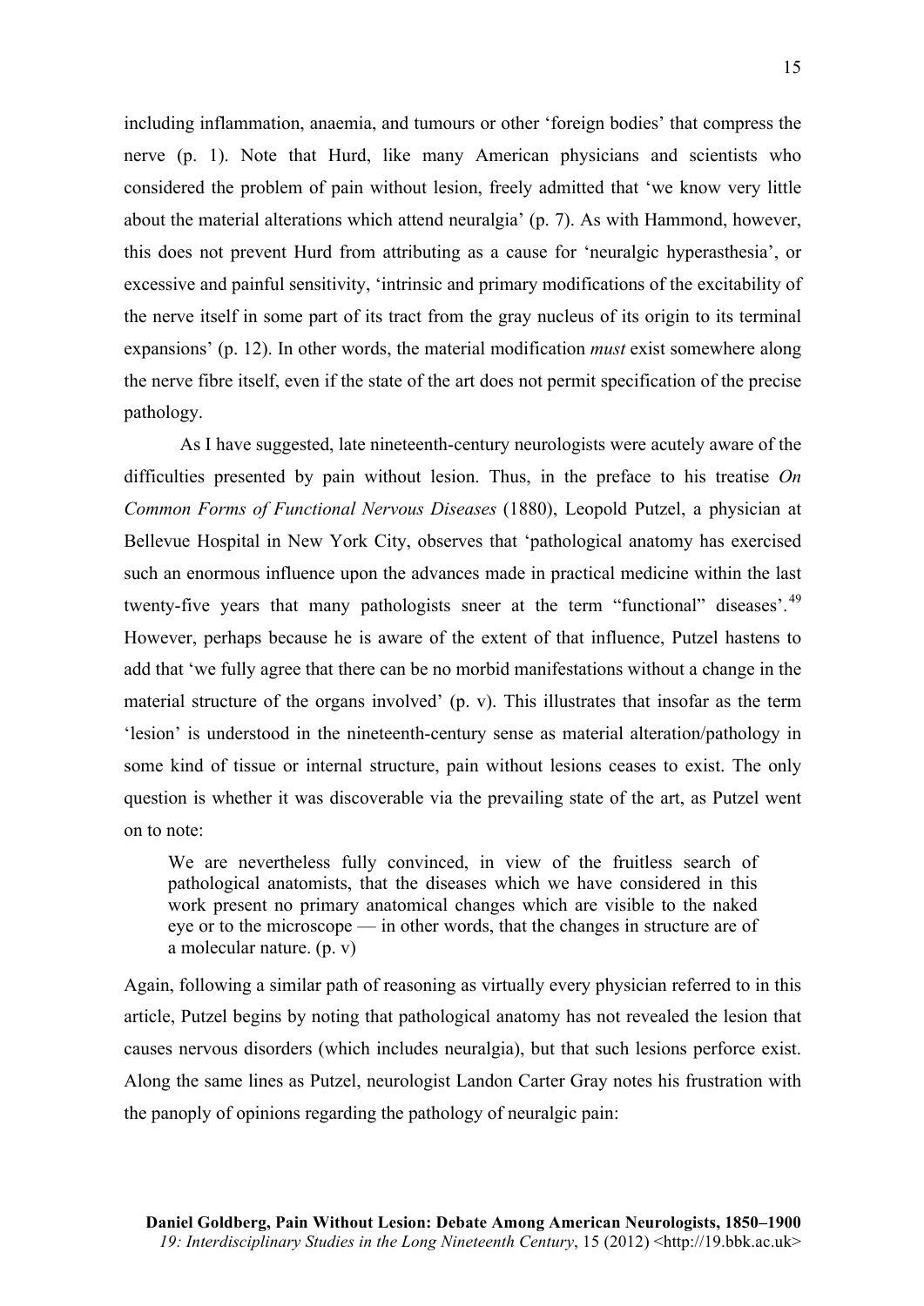including inflammation, anaemia, and tumours or other 'foreign bodies' that compress the nerve (p. 1). Note that Hurd, like many American physicians and scientists who considered the problem of pain without lesion, freely admitted that 'we know very little about the material alterations which attend neuralgia' (p. 7). As with Hammond, however, this does not prevent Hurd from attributing as a cause for 'neuralgic hyperasthesia', or excessive and painful sensitivity, 'intrinsic and primary modifications of the excitability of the nerve itself in some part of its tract from the gray nucleus of its origin to its terminal expansions' (p. 12). In other words, the material modification *must* exist somewhere along the nerve fibre itself, even if the state of the art does not permit specification of the precise pathology.

As I have suggested, late nineteenth-century neurologists were acutely aware of the difficulties presented by pain without lesion. Thus, in the preface to his treatise *On Common Forms of Functional Nervous Diseases* (1880), Leopold Putzel, a physician at Bellevue Hospital in New York City, observes that 'pathological anatomy has exercised such an enormous influence upon the advances made in practical medicine within the last twenty-five years that many pathologists sneer at the term "functional" diseases'.[49] However, perhaps because he is aware of the extent of that influence, Putzel hastens to add that 'we fully agree that there can be no morbid manifestations without a change in the material structure of the organs involved' (p. v). This illustrates that insofar as the term 'lesion' is understood in the nineteenth-century sense as material alteration/pathology in some kind of tissue or internal structure, pain without lesions ceases to exist. The only question is whether it was discoverable via the prevailing state of the art, as Putzel went on to note:

> We are nevertheless fully convinced, in view of the fruitless search of pathological anatomists, that the diseases which we have considered in this work present no primary anatomical changes which are visible to the naked eye or to the microscope — in other words, that the changes in structure are of a molecular nature. (p. v)

Again, following a similar path of reasoning as virtually every physician referred to in this article, Putzel begins by noting that pathological anatomy has not revealed the lesion that causes nervous disorders (which includes neuralgia), but that such lesions perforce exist. Along the same lines as Putzel, neurologist Landon Carter Gray notes his frustration with the panoply of opinions regarding the pathology of neuralgic pain: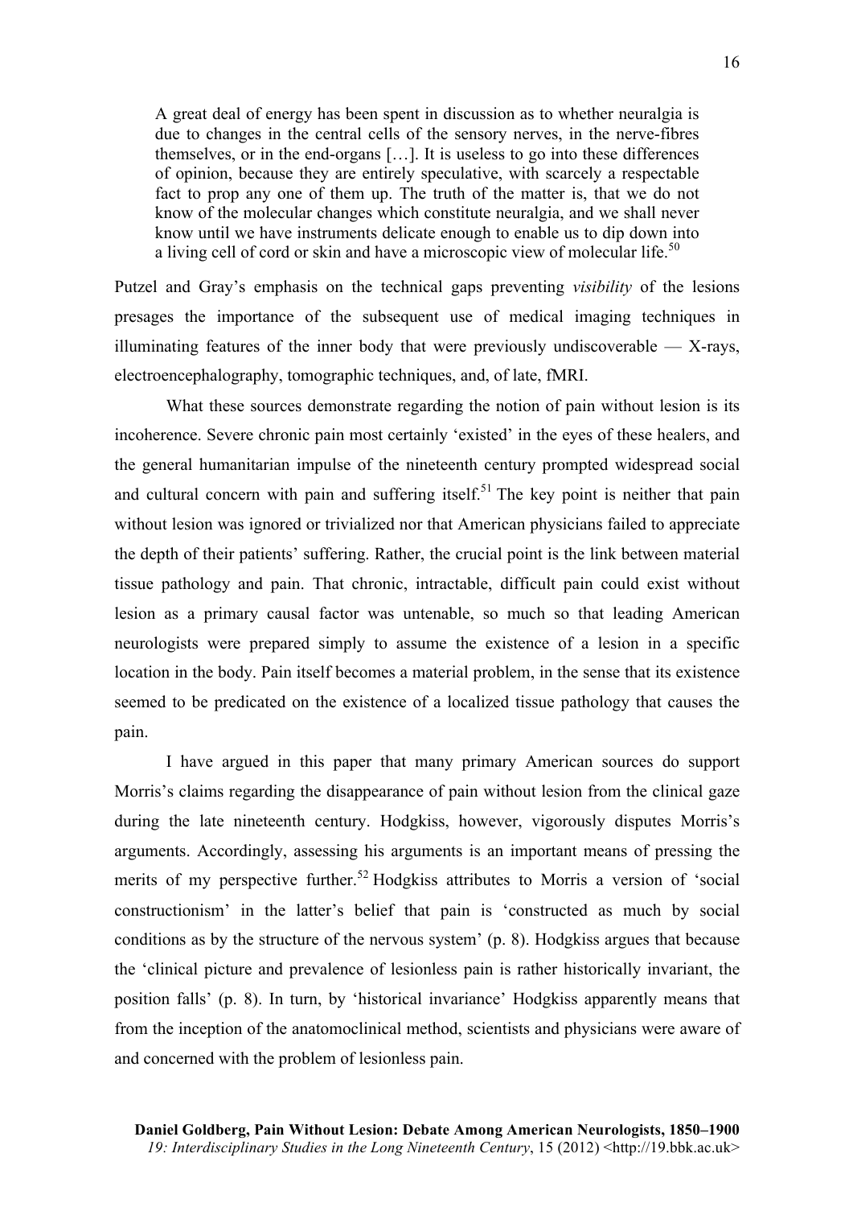> A great deal of energy has been spent in discussion as to whether neuralgia is due to changes in the central cells of the sensory nerves, in the nerve-fibres themselves, or in the end-organs […]. It is useless to go into these differences of opinion, because they are entirely speculative, with scarcely a respectable fact to prop any one of them up. The truth of the matter is, that we do not know of the molecular changes which constitute neuralgia, and we shall never know until we have instruments delicate enough to enable us to dip down into a living cell of cord or skin and have a microscopic view of molecular life.[50]

Putzel and Gray's emphasis on the technical gaps preventing *visibility* of the lesions presages the importance of the subsequent use of medical imaging techniques in illuminating features of the inner body that were previously undiscoverable — X-rays, electroencephalography, tomographic techniques, and, of late, fMRI.

What these sources demonstrate regarding the notion of pain without lesion is its incoherence. Severe chronic pain most certainly 'existed' in the eyes of these healers, and the general humanitarian impulse of the nineteenth century prompted widespread social and cultural concern with pain and suffering itself.[51] The key point is neither that pain without lesion was ignored or trivialized nor that American physicians failed to appreciate the depth of their patients' suffering. Rather, the crucial point is the link between material tissue pathology and pain. That chronic, intractable, difficult pain could exist without lesion as a primary causal factor was untenable, so much so that leading American neurologists were prepared simply to assume the existence of a lesion in a specific location in the body. Pain itself becomes a material problem, in the sense that its existence seemed to be predicated on the existence of a localized tissue pathology that causes the pain.

I have argued in this paper that many primary American sources do support Morris's claims regarding the disappearance of pain without lesion from the clinical gaze during the late nineteenth century. Hodgkiss, however, vigorously disputes Morris's arguments. Accordingly, assessing his arguments is an important means of pressing the merits of my perspective further.[52] Hodgkiss attributes to Morris a version of 'social constructionism' in the latter's belief that pain is 'constructed as much by social conditions as by the structure of the nervous system' (p. 8). Hodgkiss argues that because the 'clinical picture and prevalence of lesionless pain is rather historically invariant, the position falls' (p. 8). In turn, by 'historical invariance' Hodgkiss apparently means that from the inception of the anatomoclinical method, scientists and physicians were aware of and concerned with the problem of lesionless pain.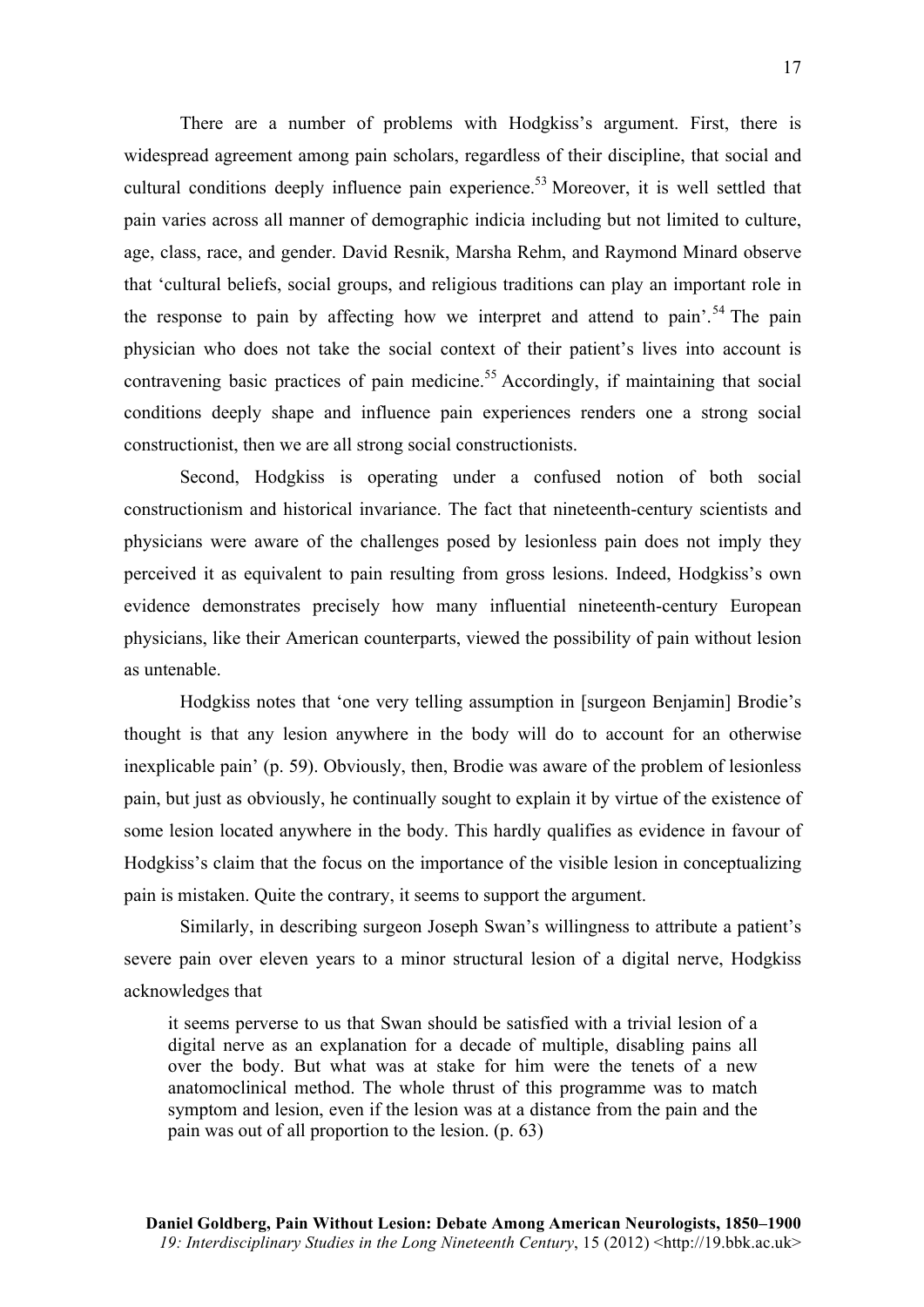There are a number of problems with Hodgkiss's argument. First, there is widespread agreement among pain scholars, regardless of their discipline, that social and cultural conditions deeply influence pain experience.[53] Moreover, it is well settled that pain varies across all manner of demographic indicia including but not limited to culture, age, class, race, and gender. David Resnik, Marsha Rehm, and Raymond Minard observe that 'cultural beliefs, social groups, and religious traditions can play an important role in the response to pain by affecting how we interpret and attend to pain'.[54] The pain physician who does not take the social context of their patient's lives into account is contravening basic practices of pain medicine.[55] Accordingly, if maintaining that social conditions deeply shape and influence pain experiences renders one a strong social constructionist, then we are all strong social constructionists.

Second, Hodgkiss is operating under a confused notion of both social constructionism and historical invariance. The fact that nineteenth-century scientists and physicians were aware of the challenges posed by lesionless pain does not imply they perceived it as equivalent to pain resulting from gross lesions. Indeed, Hodgkiss's own evidence demonstrates precisely how many influential nineteenth-century European physicians, like their American counterparts, viewed the possibility of pain without lesion as untenable.

Hodgkiss notes that 'one very telling assumption in [surgeon Benjamin] Brodie's thought is that any lesion anywhere in the body will do to account for an otherwise inexplicable pain' (p. 59). Obviously, then, Brodie was aware of the problem of lesionless pain, but just as obviously, he continually sought to explain it by virtue of the existence of some lesion located anywhere in the body. This hardly qualifies as evidence in favour of Hodgkiss's claim that the focus on the importance of the visible lesion in conceptualizing pain is mistaken. Quite the contrary, it seems to support the argument.

Similarly, in describing surgeon Joseph Swan's willingness to attribute a patient's severe pain over eleven years to a minor structural lesion of a digital nerve, Hodgkiss acknowledges that

> it seems perverse to us that Swan should be satisfied with a trivial lesion of a digital nerve as an explanation for a decade of multiple, disabling pains all over the body. But what was at stake for him were the tenets of a new anatomoclinical method. The whole thrust of this programme was to match symptom and lesion, even if the lesion was at a distance from the pain and the pain was out of all proportion to the lesion. (p. 63)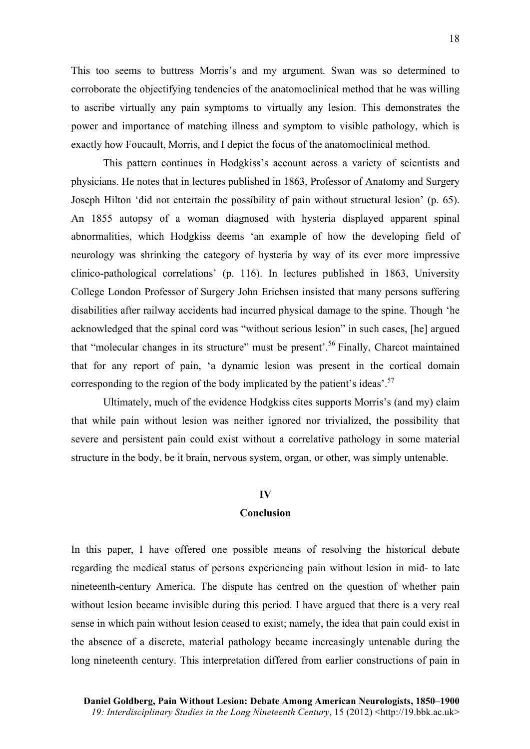This too seems to buttress Morris's and my argument. Swan was so determined to corroborate the objectifying tendencies of the anatomoclinical method that he was willing to ascribe virtually any pain symptoms to virtually any lesion. This demonstrates the power and importance of matching illness and symptom to visible pathology, which is exactly how Foucault, Morris, and I depict the focus of the anatomoclinical method.

This pattern continues in Hodgkiss's account across a variety of scientists and physicians. He notes that in lectures published in 1863, Professor of Anatomy and Surgery Joseph Hilton 'did not entertain the possibility of pain without structural lesion' (p. 65). An 1855 autopsy of a woman diagnosed with hysteria displayed apparent spinal abnormalities, which Hodgkiss deems 'an example of how the developing field of neurology was shrinking the category of hysteria by way of its ever more impressive clinico-pathological correlations' (p. 116). In lectures published in 1863, University College London Professor of Surgery John Erichsen insisted that many persons suffering disabilities after railway accidents had incurred physical damage to the spine. Though 'he acknowledged that the spinal cord was "without serious lesion" in such cases, [he] argued that "molecular changes in its structure" must be present'.[56] Finally, Charcot maintained that for any report of pain, 'a dynamic lesion was present in the cortical domain corresponding to the region of the body implicated by the patient's ideas'.[57]

Ultimately, much of the evidence Hodgkiss cites supports Morris's (and my) claim that while pain without lesion was neither ignored nor trivialized, the possibility that severe and persistent pain could exist without a correlative pathology in some material structure in the body, be it brain, nervous system, organ, or other, was simply untenable.

## IV

## Conclusion

In this paper, I have offered one possible means of resolving the historical debate regarding the medical status of persons experiencing pain without lesion in mid- to late nineteenth-century America. The dispute has centred on the question of whether pain without lesion became invisible during this period. I have argued that there is a very real sense in which pain without lesion ceased to exist; namely, the idea that pain could exist in the absence of a discrete, material pathology became increasingly untenable during the long nineteenth century. This interpretation differed from earlier constructions of pain in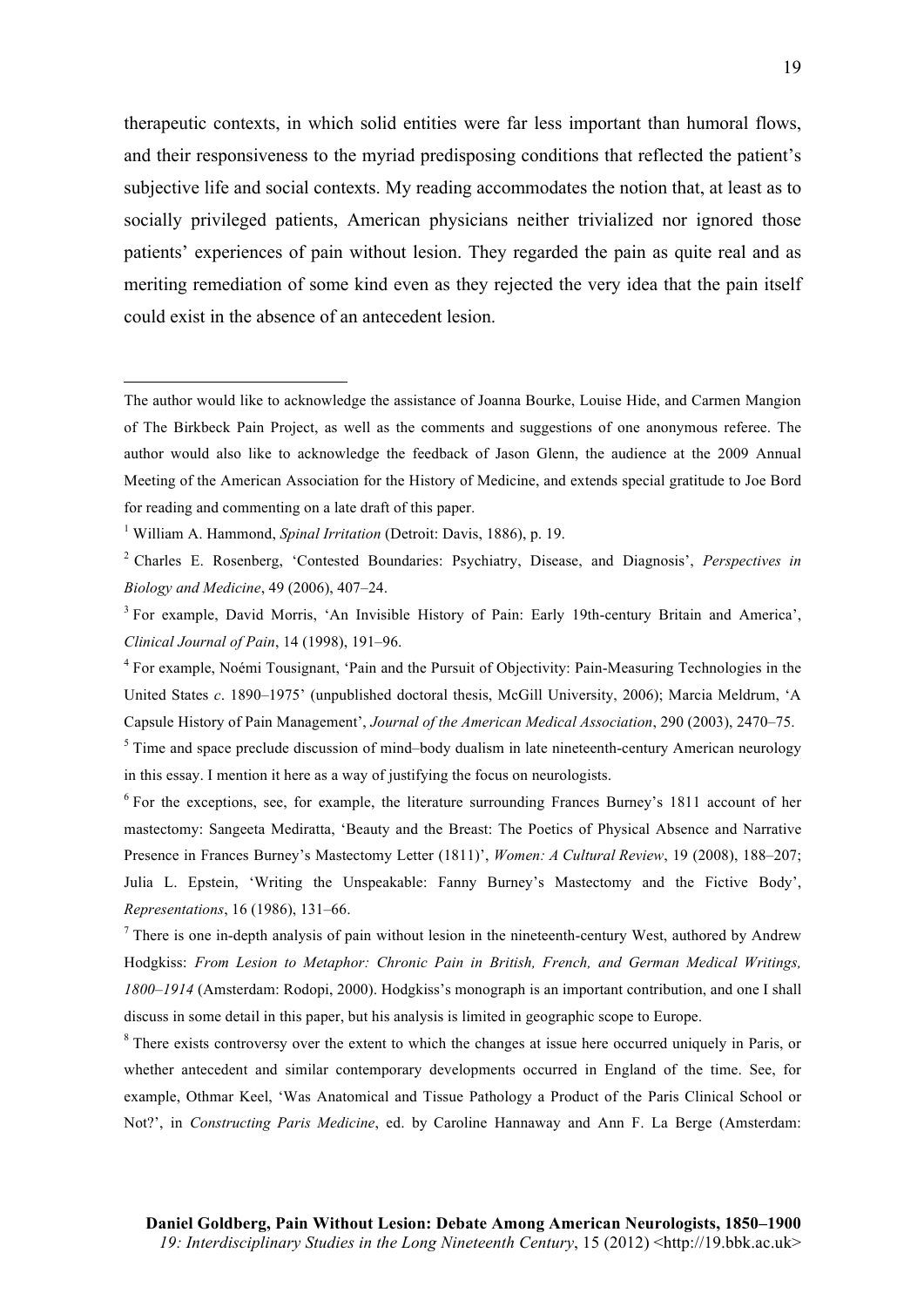therapeutic contexts, in which solid entities were far less important than humoral flows, and their responsiveness to the myriad predisposing conditions that reflected the patient's subjective life and social contexts. My reading accommodates the notion that, at least as to socially privileged patients, American physicians neither trivialized nor ignored those patients' experiences of pain without lesion. They regarded the pain as quite real and as meriting remediation of some kind even as they rejected the very idea that the pain itself could exist in the absence of an antecedent lesion.

---

The author would like to acknowledge the assistance of Joanna Bourke, Louise Hide, and Carmen Mangion of The Birkbeck Pain Project, as well as the comments and suggestions of one anonymous referee. The author would also like to acknowledge the feedback of Jason Glenn, the audience at the 2009 Annual Meeting of the American Association for the History of Medicine, and extends special gratitude to Joe Bord for reading and commenting on a late draft of this paper.

[1] William A. Hammond, *Spinal Irritation* (Detroit: Davis, 1886), p. 19.

[2] Charles E. Rosenberg, 'Contested Boundaries: Psychiatry, Disease, and Diagnosis', *Perspectives in Biology and Medicine*, 49 (2006), 407–24.

[3] For example, David Morris, 'An Invisible History of Pain: Early 19th-century Britain and America', *Clinical Journal of Pain*, 14 (1998), 191–96.

[4] For example, Noémi Tousignant, 'Pain and the Pursuit of Objectivity: Pain-Measuring Technologies in the United States *c*. 1890–1975' (unpublished doctoral thesis, McGill University, 2006); Marcia Meldrum, 'A Capsule History of Pain Management', *Journal of the American Medical Association*, 290 (2003), 2470–75.

[5] Time and space preclude discussion of mind–body dualism in late nineteenth-century American neurology in this essay. I mention it here as a way of justifying the focus on neurologists.

[6] For the exceptions, see, for example, the literature surrounding Frances Burney's 1811 account of her mastectomy: Sangeeta Mediratta, 'Beauty and the Breast: The Poetics of Physical Absence and Narrative Presence in Frances Burney's Mastectomy Letter (1811)', *Women: A Cultural Review*, 19 (2008), 188–207; Julia L. Epstein, 'Writing the Unspeakable: Fanny Burney's Mastectomy and the Fictive Body', *Representations*, 16 (1986), 131–66.

[7] There is one in-depth analysis of pain without lesion in the nineteenth-century West, authored by Andrew Hodgkiss: *From Lesion to Metaphor: Chronic Pain in British, French, and German Medical Writings, 1800–1914* (Amsterdam: Rodopi, 2000). Hodgkiss's monograph is an important contribution, and one I shall discuss in some detail in this paper, but his analysis is limited in geographic scope to Europe.

[8] There exists controversy over the extent to which the changes at issue here occurred uniquely in Paris, or whether antecedent and similar contemporary developments occurred in England of the time. See, for example, Othmar Keel, 'Was Anatomical and Tissue Pathology a Product of the Paris Clinical School or Not?', in *Constructing Paris Medicine*, ed. by Caroline Hannaway and Ann F. La Berge (Amsterdam: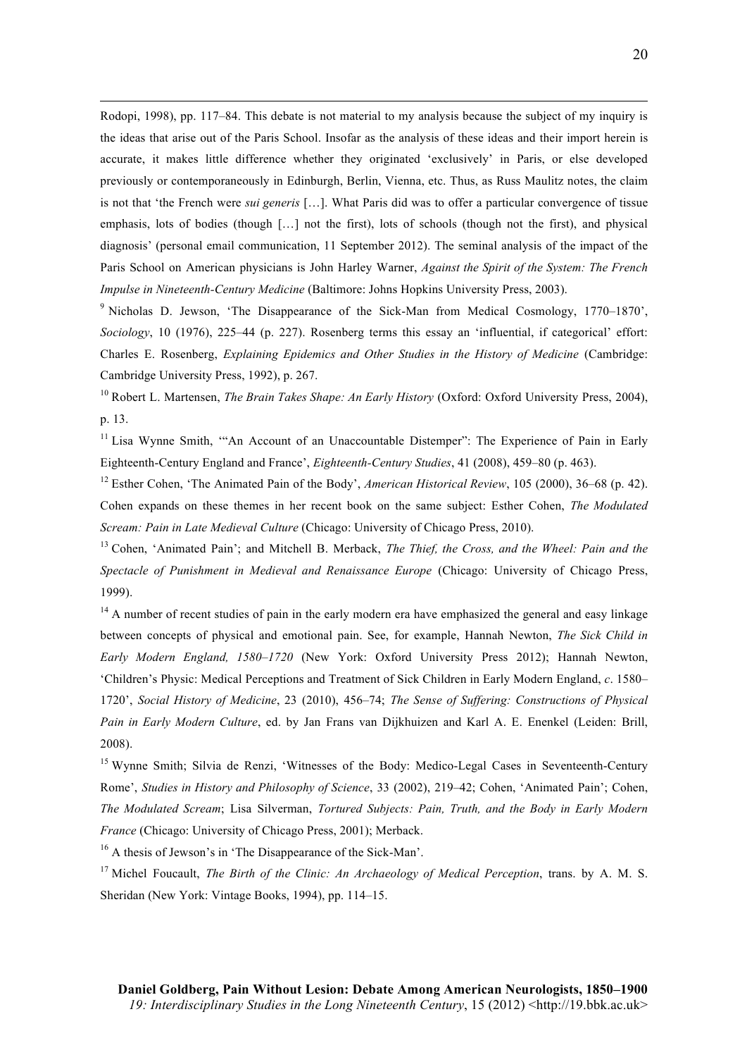Rodopi, 1998), pp. 117–84. This debate is not material to my analysis because the subject of my inquiry is the ideas that arise out of the Paris School. Insofar as the analysis of these ideas and their import herein is accurate, it makes little difference whether they originated 'exclusively' in Paris, or else developed previously or contemporaneously in Edinburgh, Berlin, Vienna, etc. Thus, as Russ Maulitz notes, the claim is not that 'the French were *sui generis* […]. What Paris did was to offer a particular convergence of tissue emphasis, lots of bodies (though […] not the first), lots of schools (though not the first), and physical diagnosis' (personal email communication, 11 September 2012). The seminal analysis of the impact of the Paris School on American physicians is John Harley Warner, *Against the Spirit of the System: The French Impulse in Nineteenth-Century Medicine* (Baltimore: Johns Hopkins University Press, 2003).

[9] Nicholas D. Jewson, 'The Disappearance of the Sick-Man from Medical Cosmology, 1770–1870', *Sociology*, 10 (1976), 225–44 (p. 227). Rosenberg terms this essay an 'influential, if categorical' effort: Charles E. Rosenberg, *Explaining Epidemics and Other Studies in the History of Medicine* (Cambridge: Cambridge University Press, 1992), p. 267.

[10] Robert L. Martensen, *The Brain Takes Shape: An Early History* (Oxford: Oxford University Press, 2004), p. 13.

[11] Lisa Wynne Smith, '"An Account of an Unaccountable Distemper": The Experience of Pain in Early Eighteenth-Century England and France', *Eighteenth-Century Studies*, 41 (2008), 459–80 (p. 463).

[12] Esther Cohen, 'The Animated Pain of the Body', *American Historical Review*, 105 (2000), 36–68 (p. 42). Cohen expands on these themes in her recent book on the same subject: Esther Cohen, *The Modulated Scream: Pain in Late Medieval Culture* (Chicago: University of Chicago Press, 2010).

[13] Cohen, 'Animated Pain'; and Mitchell B. Merback, *The Thief, the Cross, and the Wheel: Pain and the Spectacle of Punishment in Medieval and Renaissance Europe* (Chicago: University of Chicago Press, 1999).

[14] A number of recent studies of pain in the early modern era have emphasized the general and easy linkage between concepts of physical and emotional pain. See, for example, Hannah Newton, *The Sick Child in Early Modern England, 1580–1720* (New York: Oxford University Press 2012); Hannah Newton, 'Children's Physic: Medical Perceptions and Treatment of Sick Children in Early Modern England, *c*. 1580–1720', *Social History of Medicine*, 23 (2010), 456–74; *The Sense of Suffering: Constructions of Physical Pain in Early Modern Culture*, ed. by Jan Frans van Dijkhuizen and Karl A. E. Enenkel (Leiden: Brill, 2008).

[15] Wynne Smith; Silvia de Renzi, 'Witnesses of the Body: Medico-Legal Cases in Seventeenth-Century Rome', *Studies in History and Philosophy of Science*, 33 (2002), 219–42; Cohen, 'Animated Pain'; Cohen, *The Modulated Scream*; Lisa Silverman, *Tortured Subjects: Pain, Truth, and the Body in Early Modern France* (Chicago: University of Chicago Press, 2001); Merback.

[16] A thesis of Jewson's in 'The Disappearance of the Sick-Man'.

[17] Michel Foucault, *The Birth of the Clinic: An Archaeology of Medical Perception*, trans. by A. M. S. Sheridan (New York: Vintage Books, 1994), pp. 114–15.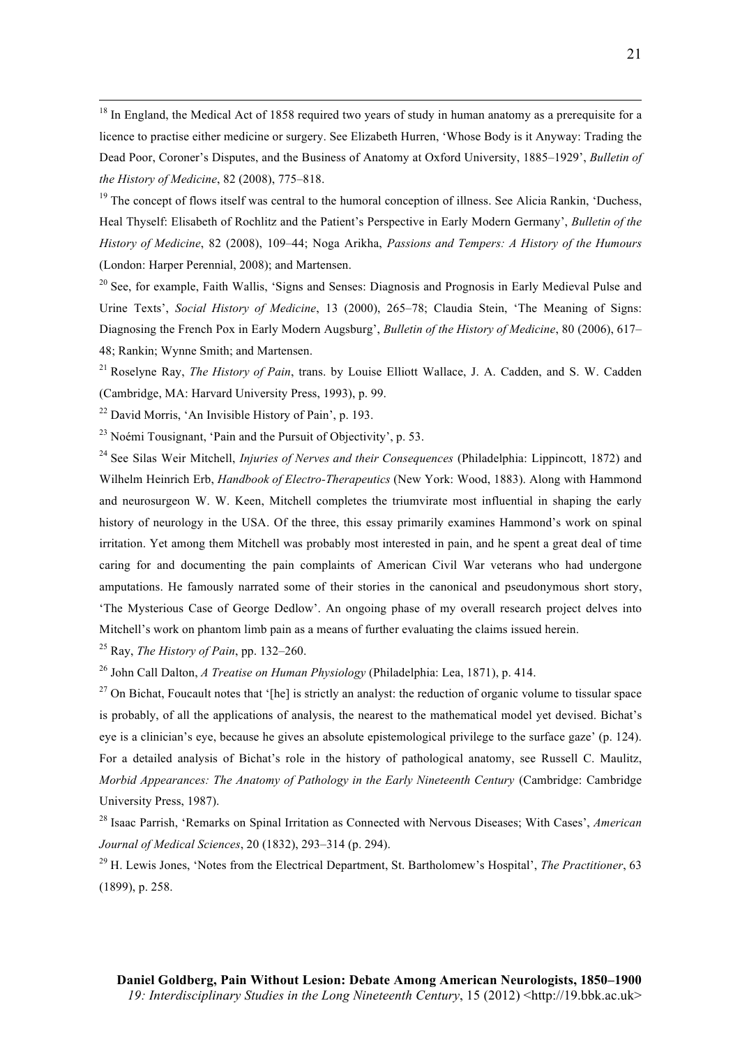[18] In England, the Medical Act of 1858 required two years of study in human anatomy as a prerequisite for a licence to practise either medicine or surgery. See Elizabeth Hurren, 'Whose Body is it Anyway: Trading the Dead Poor, Coroner's Disputes, and the Business of Anatomy at Oxford University, 1885–1929', *Bulletin of the History of Medicine*, 82 (2008), 775–818.

[19] The concept of flows itself was central to the humoral conception of illness. See Alicia Rankin, 'Duchess, Heal Thyself: Elisabeth of Rochlitz and the Patient's Perspective in Early Modern Germany', *Bulletin of the History of Medicine*, 82 (2008), 109–44; Noga Arikha, *Passions and Tempers: A History of the Humours* (London: Harper Perennial, 2008); and Martensen.

[20] See, for example, Faith Wallis, 'Signs and Senses: Diagnosis and Prognosis in Early Medieval Pulse and Urine Texts', *Social History of Medicine*, 13 (2000), 265–78; Claudia Stein, 'The Meaning of Signs: Diagnosing the French Pox in Early Modern Augsburg', *Bulletin of the History of Medicine*, 80 (2006), 617–48; Rankin; Wynne Smith; and Martensen.

[21] Roselyne Ray, *The History of Pain*, trans. by Louise Elliott Wallace, J. A. Cadden, and S. W. Cadden (Cambridge, MA: Harvard University Press, 1993), p. 99.

[22] David Morris, 'An Invisible History of Pain', p. 193.

[23] Noémi Tousignant, 'Pain and the Pursuit of Objectivity', p. 53.

[24] See Silas Weir Mitchell, *Injuries of Nerves and their Consequences* (Philadelphia: Lippincott, 1872) and Wilhelm Heinrich Erb, *Handbook of Electro-Therapeutics* (New York: Wood, 1883). Along with Hammond and neurosurgeon W. W. Keen, Mitchell completes the triumvirate most influential in shaping the early history of neurology in the USA. Of the three, this essay primarily examines Hammond's work on spinal irritation. Yet among them Mitchell was probably most interested in pain, and he spent a great deal of time caring for and documenting the pain complaints of American Civil War veterans who had undergone amputations. He famously narrated some of their stories in the canonical and pseudonymous short story, 'The Mysterious Case of George Dedlow'. An ongoing phase of my overall research project delves into Mitchell's work on phantom limb pain as a means of further evaluating the claims issued herein.

[25] Ray, *The History of Pain*, pp. 132–260.

[26] John Call Dalton, *A Treatise on Human Physiology* (Philadelphia: Lea, 1871), p. 414.

[27] On Bichat, Foucault notes that '[he] is strictly an analyst: the reduction of organic volume to tissular space is probably, of all the applications of analysis, the nearest to the mathematical model yet devised. Bichat's eye is a clinician's eye, because he gives an absolute epistemological privilege to the surface gaze' (p. 124). For a detailed analysis of Bichat's role in the history of pathological anatomy, see Russell C. Maulitz, *Morbid Appearances: The Anatomy of Pathology in the Early Nineteenth Century* (Cambridge: Cambridge University Press, 1987).

[28] Isaac Parrish, 'Remarks on Spinal Irritation as Connected with Nervous Diseases; With Cases', *American Journal of Medical Sciences*, 20 (1832), 293–314 (p. 294).

[29] H. Lewis Jones, 'Notes from the Electrical Department, St. Bartholomew's Hospital', *The Practitioner*, 63 (1899), p. 258.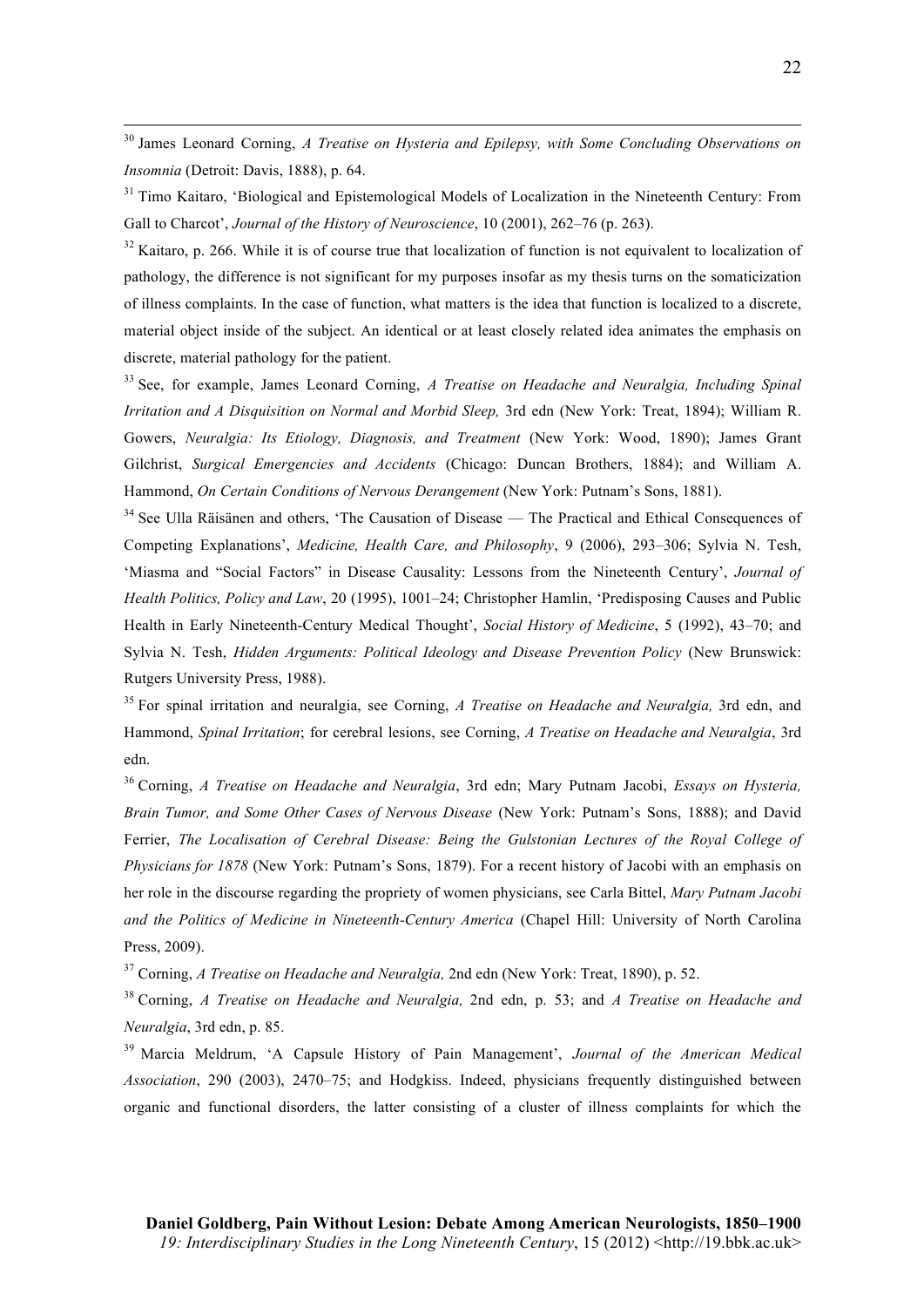[30] James Leonard Corning, *A Treatise on Hysteria and Epilepsy, with Some Concluding Observations on Insomnia* (Detroit: Davis, 1888), p. 64.

[31] Timo Kaitaro, 'Biological and Epistemological Models of Localization in the Nineteenth Century: From Gall to Charcot', *Journal of the History of Neuroscience*, 10 (2001), 262–76 (p. 263).

[32] Kaitaro, p. 266. While it is of course true that localization of function is not equivalent to localization of pathology, the difference is not significant for my purposes insofar as my thesis turns on the somaticization of illness complaints. In the case of function, what matters is the idea that function is localized to a discrete, material object inside of the subject. An identical or at least closely related idea animates the emphasis on discrete, material pathology for the patient.

[33] See, for example, James Leonard Corning, *A Treatise on Headache and Neuralgia, Including Spinal Irritation and A Disquisition on Normal and Morbid Sleep,* 3rd edn (New York: Treat, 1894); William R. Gowers, *Neuralgia: Its Etiology, Diagnosis, and Treatment* (New York: Wood, 1890); James Grant Gilchrist, *Surgical Emergencies and Accidents* (Chicago: Duncan Brothers, 1884); and William A. Hammond, *On Certain Conditions of Nervous Derangement* (New York: Putnam's Sons, 1881).

[34] See Ulla Räisänen and others, 'The Causation of Disease — The Practical and Ethical Consequences of Competing Explanations', *Medicine, Health Care, and Philosophy*, 9 (2006), 293–306; Sylvia N. Tesh, 'Miasma and "Social Factors" in Disease Causality: Lessons from the Nineteenth Century', *Journal of Health Politics, Policy and Law*, 20 (1995), 1001–24; Christopher Hamlin, 'Predisposing Causes and Public Health in Early Nineteenth-Century Medical Thought', *Social History of Medicine*, 5 (1992), 43–70; and Sylvia N. Tesh, *Hidden Arguments: Political Ideology and Disease Prevention Policy* (New Brunswick: Rutgers University Press, 1988).

[35] For spinal irritation and neuralgia, see Corning, *A Treatise on Headache and Neuralgia,* 3rd edn, and Hammond, *Spinal Irritation*; for cerebral lesions, see Corning, *A Treatise on Headache and Neuralgia*, 3rd edn.

[36] Corning, *A Treatise on Headache and Neuralgia*, 3rd edn; Mary Putnam Jacobi, *Essays on Hysteria, Brain Tumor, and Some Other Cases of Nervous Disease* (New York: Putnam's Sons, 1888); and David Ferrier, *The Localisation of Cerebral Disease: Being the Gulstonian Lectures of the Royal College of Physicians for 1878* (New York: Putnam's Sons, 1879). For a recent history of Jacobi with an emphasis on her role in the discourse regarding the propriety of women physicians, see Carla Bittel, *Mary Putnam Jacobi and the Politics of Medicine in Nineteenth-Century America* (Chapel Hill: University of North Carolina Press, 2009).

[37] Corning, *A Treatise on Headache and Neuralgia,* 2nd edn (New York: Treat, 1890), p. 52.

[38] Corning, *A Treatise on Headache and Neuralgia,* 2nd edn, p. 53; and *A Treatise on Headache and Neuralgia*, 3rd edn, p. 85.

[39] Marcia Meldrum, 'A Capsule History of Pain Management', *Journal of the American Medical Association*, 290 (2003), 2470–75; and Hodgkiss. Indeed, physicians frequently distinguished between organic and functional disorders, the latter consisting of a cluster of illness complaints for which the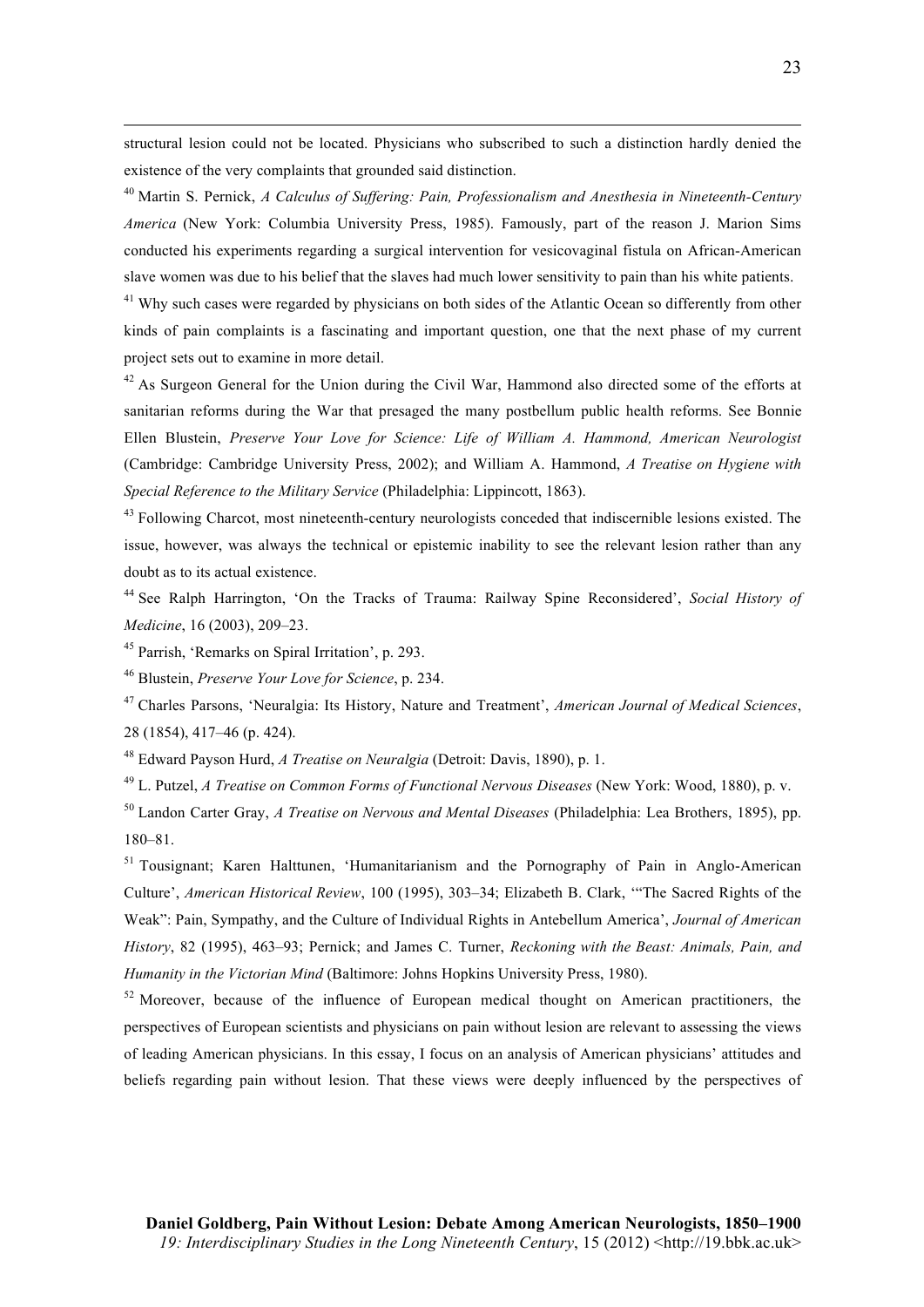structural lesion could not be located. Physicians who subscribed to such a distinction hardly denied the existence of the very complaints that grounded said distinction.

[40] Martin S. Pernick, *A Calculus of Suffering: Pain, Professionalism and Anesthesia in Nineteenth-Century America* (New York: Columbia University Press, 1985). Famously, part of the reason J. Marion Sims conducted his experiments regarding a surgical intervention for vesicovaginal fistula on African-American slave women was due to his belief that the slaves had much lower sensitivity to pain than his white patients.

[41] Why such cases were regarded by physicians on both sides of the Atlantic Ocean so differently from other kinds of pain complaints is a fascinating and important question, one that the next phase of my current project sets out to examine in more detail.

[42] As Surgeon General for the Union during the Civil War, Hammond also directed some of the efforts at sanitarian reforms during the War that presaged the many postbellum public health reforms. See Bonnie Ellen Blustein, *Preserve Your Love for Science: Life of William A. Hammond, American Neurologist* (Cambridge: Cambridge University Press, 2002); and William A. Hammond, *A Treatise on Hygiene with Special Reference to the Military Service* (Philadelphia: Lippincott, 1863).

[43] Following Charcot, most nineteenth-century neurologists conceded that indiscernible lesions existed. The issue, however, was always the technical or epistemic inability to see the relevant lesion rather than any doubt as to its actual existence.

[44] See Ralph Harrington, 'On the Tracks of Trauma: Railway Spine Reconsidered', *Social History of Medicine*, 16 (2003), 209–23.

[45] Parrish, 'Remarks on Spiral Irritation', p. 293.

[46] Blustein, *Preserve Your Love for Science*, p. 234.

[47] Charles Parsons, 'Neuralgia: Its History, Nature and Treatment', *American Journal of Medical Sciences*, 28 (1854), 417–46 (p. 424).

[48] Edward Payson Hurd, *A Treatise on Neuralgia* (Detroit: Davis, 1890), p. 1.

[49] L. Putzel, *A Treatise on Common Forms of Functional Nervous Diseases* (New York: Wood, 1880), p. v.

[50] Landon Carter Gray, *A Treatise on Nervous and Mental Diseases* (Philadelphia: Lea Brothers, 1895), pp. 180–81.

[51] Tousignant; Karen Halttunen, 'Humanitarianism and the Pornography of Pain in Anglo-American Culture', *American Historical Review*, 100 (1995), 303–34; Elizabeth B. Clark, '"The Sacred Rights of the Weak": Pain, Sympathy, and the Culture of Individual Rights in Antebellum America', *Journal of American History*, 82 (1995), 463–93; Pernick; and James C. Turner, *Reckoning with the Beast: Animals, Pain, and Humanity in the Victorian Mind* (Baltimore: Johns Hopkins University Press, 1980).

[52] Moreover, because of the influence of European medical thought on American practitioners, the perspectives of European scientists and physicians on pain without lesion are relevant to assessing the views of leading American physicians. In this essay, I focus on an analysis of American physicians' attitudes and beliefs regarding pain without lesion. That these views were deeply influenced by the perspectives of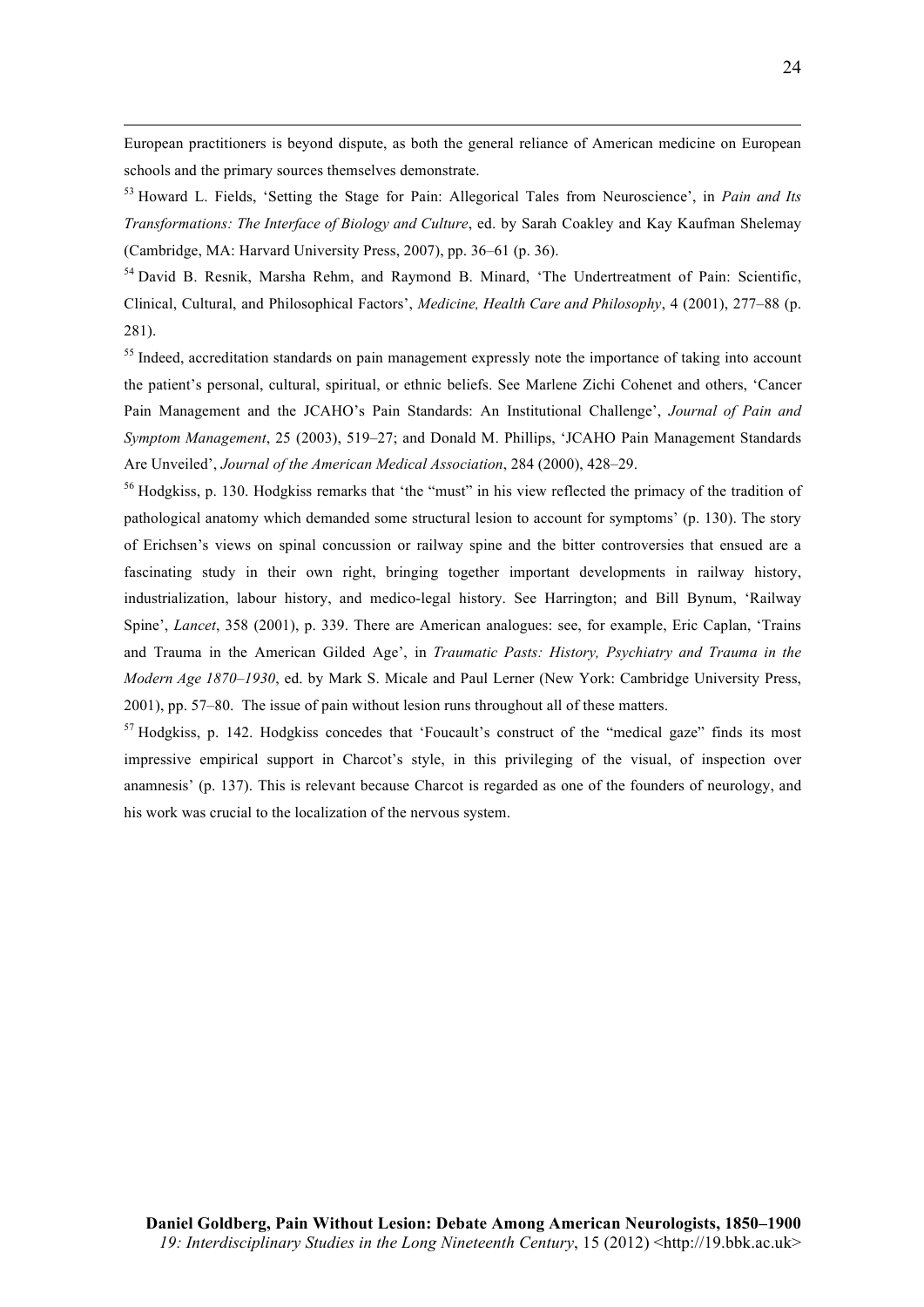European practitioners is beyond dispute, as both the general reliance of American medicine on European schools and the primary sources themselves demonstrate.

[53] Howard L. Fields, 'Setting the Stage for Pain: Allegorical Tales from Neuroscience', in *Pain and Its Transformations: The Interface of Biology and Culture*, ed. by Sarah Coakley and Kay Kaufman Shelemay (Cambridge, MA: Harvard University Press, 2007), pp. 36–61 (p. 36).

[54] David B. Resnik, Marsha Rehm, and Raymond B. Minard, 'The Undertreatment of Pain: Scientific, Clinical, Cultural, and Philosophical Factors', *Medicine, Health Care and Philosophy*, 4 (2001), 277–88 (p. 281).

[55] Indeed, accreditation standards on pain management expressly note the importance of taking into account the patient's personal, cultural, spiritual, or ethnic beliefs. See Marlene Zichi Cohenet and others, 'Cancer Pain Management and the JCAHO's Pain Standards: An Institutional Challenge', *Journal of Pain and Symptom Management*, 25 (2003), 519–27; and Donald M. Phillips, 'JCAHO Pain Management Standards Are Unveiled', *Journal of the American Medical Association*, 284 (2000), 428–29.

[56] Hodgkiss, p. 130. Hodgkiss remarks that 'the "must" in his view reflected the primacy of the tradition of pathological anatomy which demanded some structural lesion to account for symptoms' (p. 130). The story of Erichsen's views on spinal concussion or railway spine and the bitter controversies that ensued are a fascinating study in their own right, bringing together important developments in railway history, industrialization, labour history, and medico-legal history. See Harrington; and Bill Bynum, 'Railway Spine', *Lancet*, 358 (2001), p. 339. There are American analogues: see, for example, Eric Caplan, 'Trains and Trauma in the American Gilded Age', in *Traumatic Pasts: History, Psychiatry and Trauma in the Modern Age 1870–1930*, ed. by Mark S. Micale and Paul Lerner (New York: Cambridge University Press, 2001), pp. 57–80. The issue of pain without lesion runs throughout all of these matters.

[57] Hodgkiss, p. 142. Hodgkiss concedes that 'Foucault's construct of the "medical gaze" finds its most impressive empirical support in Charcot's style, in this privileging of the visual, of inspection over anamnesis' (p. 137). This is relevant because Charcot is regarded as one of the founders of neurology, and his work was crucial to the localization of the nervous system.